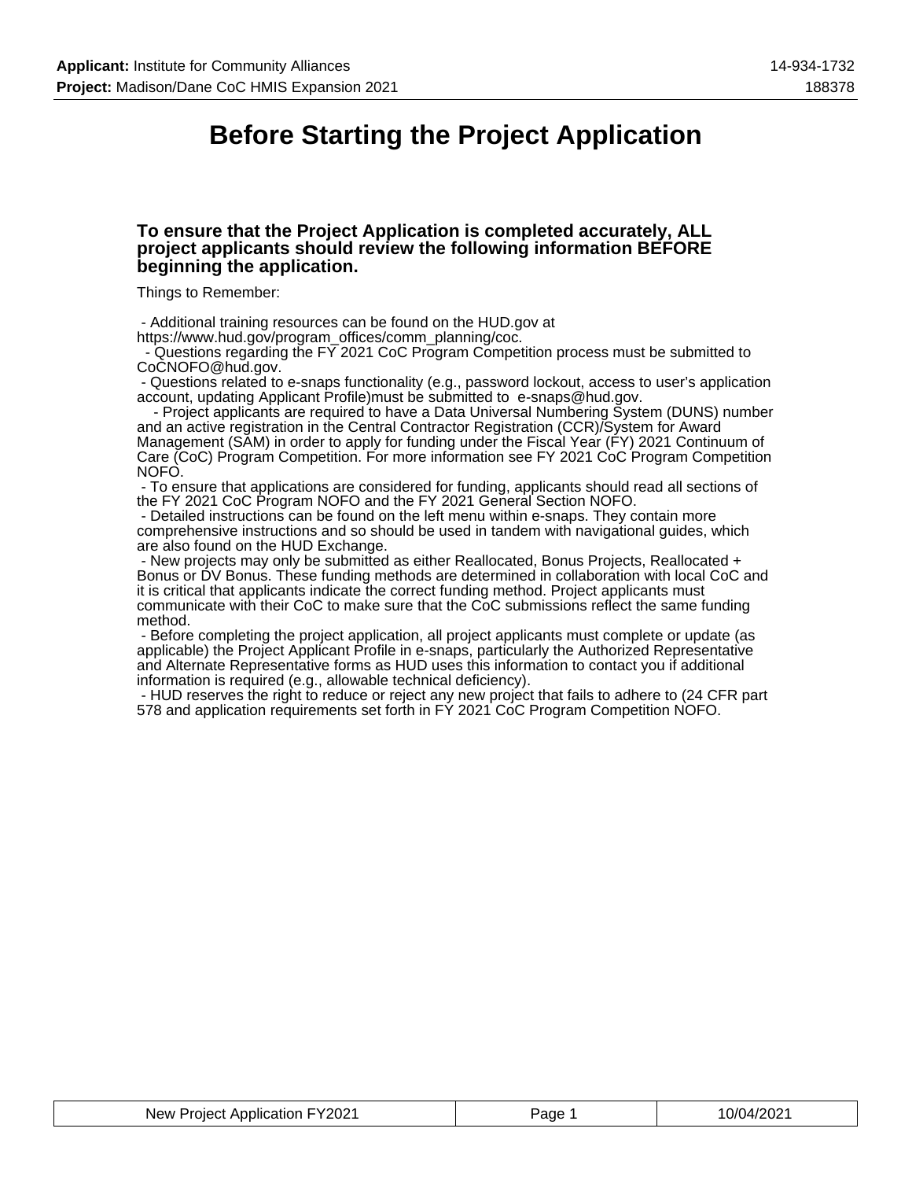# Before Starting the Project Application

### To ensure that the Project Application is completed accurately, ALL project applicants should review the following information BEFORE beginning the application.

Things to Remember:

- Additional training resources can be found on the HUD.gov at https://www.hud.gov/program_offices/comm_planning/coc.
- Questions regarding the FY 2021 CoC Program Competition process must be submitted to CoCNOFO@hud.gov.
- Questions related to e-snaps functionality (e.g., password lockout, access to user's application account, updating Applicant Profile)must be submitted to e-snaps@hud.gov.
- Project applicants are required to have a Data Universal Numbering System (DUNS) number and an active registration in the Central Contractor Registration (CCR)/System for Award Management (SAM) in order to apply for funding under the Fiscal Year (FY) 2021 Continuum of Care (CoC) Program Competition. For more information see FY 2021 CoC Program Competition NOFO.
- To ensure that applications are considered for funding, applicants should read all sections of the FY 2021 CoC Program NOFO and the FY 2021 General Section NOFO.
- Detailed instructions can be found on the left menu within e-snaps. They contain more comprehensive instructions and so should be used in tandem with navigational guides, which are also found on the HUD Exchange.
- New projects may only be submitted as either Reallocated, Bonus Projects, Reallocated + Bonus or DV Bonus. These funding methods are determined in collaboration with local CoC and it is critical that applicants indicate the correct funding method. Project applicants must communicate with their CoC to make sure that the CoC submissions reflect the same funding method.
- Before completing the project application, all project applicants must complete or update (as applicable) the Project Applicant Profile in e-snaps, particularly the Authorized Representative and Alternate Representative forms as HUD uses this information to contact you if additional information is required (e.g., allowable technical deficiency).
- HUD reserves the right to reduce or reject any new project that fails to adhere to (24 CFR part 578 and application requirements set forth in FY 2021 CoC Program Competition NOFO.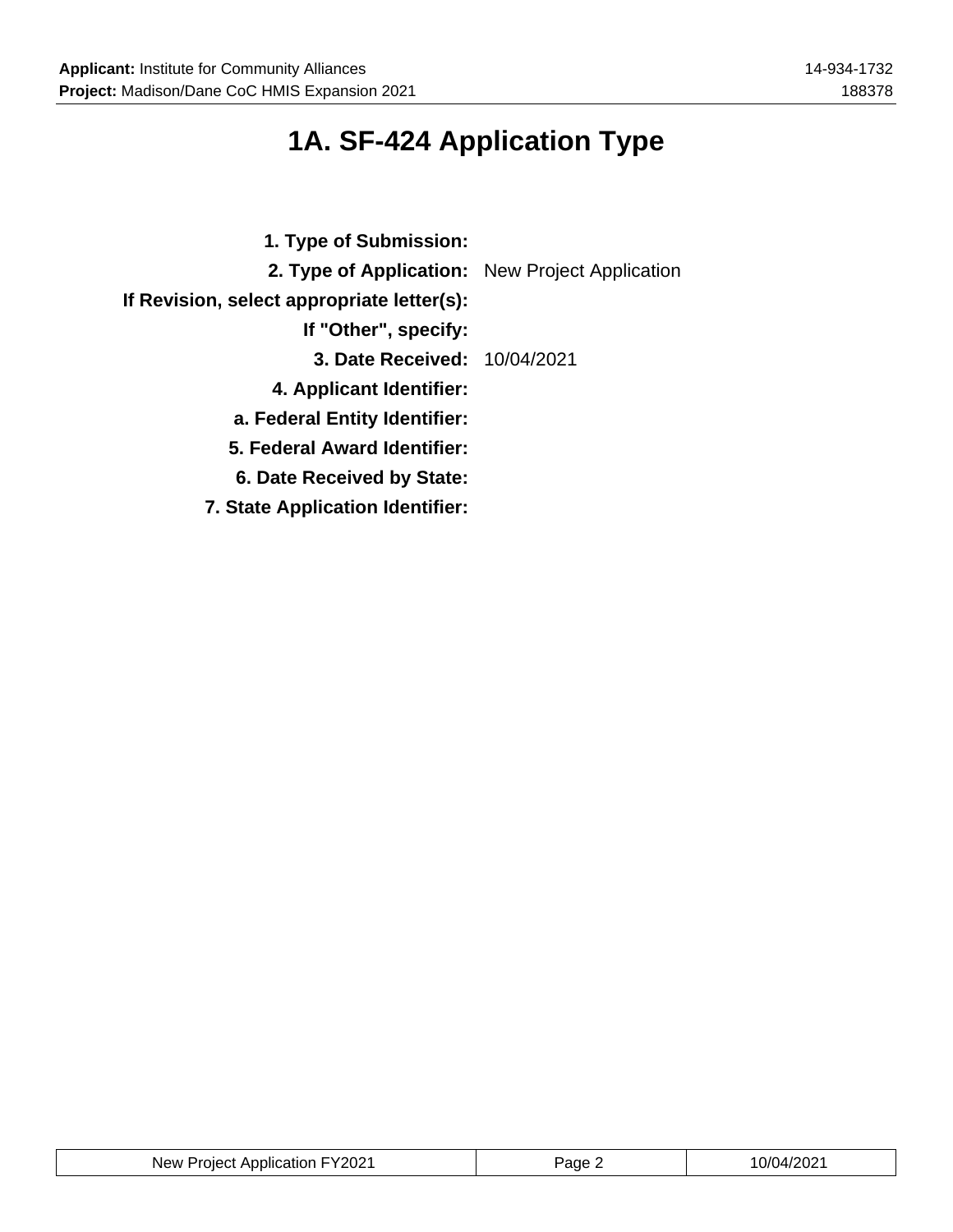# 1A. SF-424 Application Type

| | |
|---|---|
| **1. Type of Submission:** | |
| **2. Type of Application:** | New Project Application |
| **If Revision, select appropriate letter(s):** | |
| **If "Other", specify:** | |
| **3. Date Received:** | 10/04/2021 |
| **4. Applicant Identifier:** | |
| **a. Federal Entity Identifier:** | |
| **5. Federal Award Identifier:** | |
| **6. Date Received by State:** | |
| **7. State Application Identifier:** | |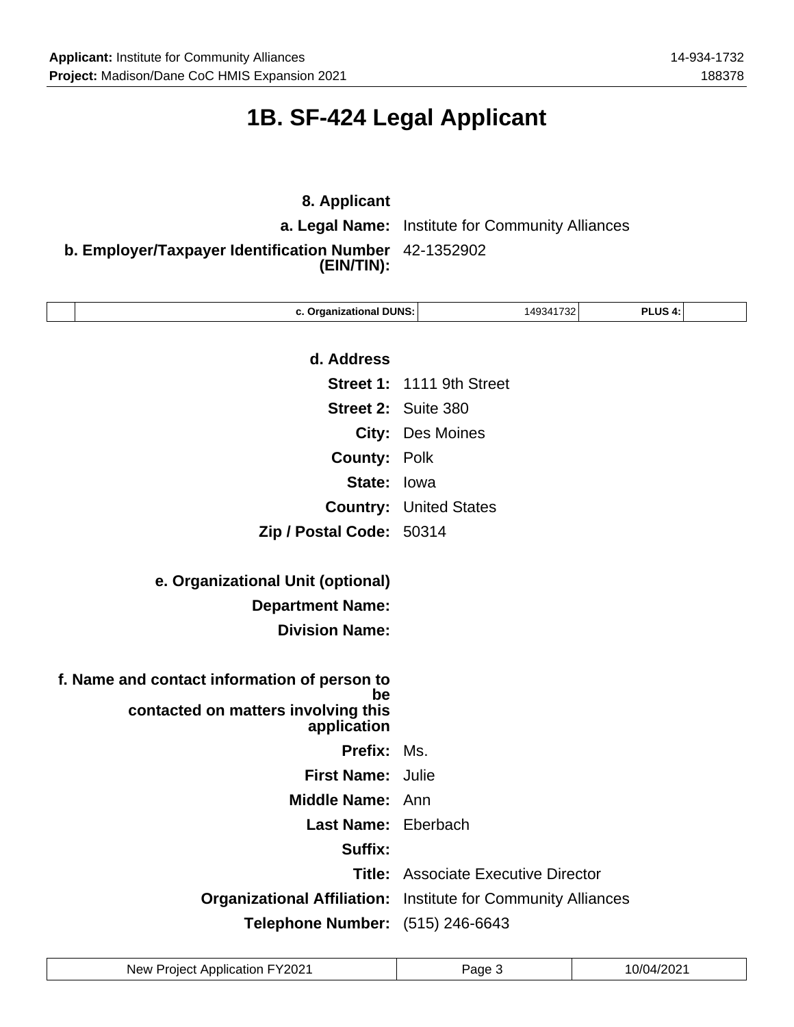# 1B. SF-424 Legal Applicant

**8. Applicant**

**a. Legal Name:** Institute for Community Alliances

**b. Employer/Taxpayer Identification Number (EIN/TIN):** 42-1352902

| | c. Organizational DUNS: | 149341732 | PLUS 4: | |
|---|---|---|---|---|

**d. Address**

**Street 1:** 1111 9th Street

**Street 2:** Suite 380

**City:** Des Moines

**County:** Polk

**State:** Iowa

**Country:** United States

**Zip / Postal Code:** 50314

**e. Organizational Unit (optional)**

**Department Name:**

**Division Name:**

**f. Name and contact information of person to be contacted on matters involving this application**

**Prefix:** Ms.

**First Name:** Julie

**Middle Name:** Ann

**Last Name:** Eberbach

**Suffix:**

**Title:** Associate Executive Director

**Organizational Affiliation:** Institute for Community Alliances

**Telephone Number:** (515) 246-6643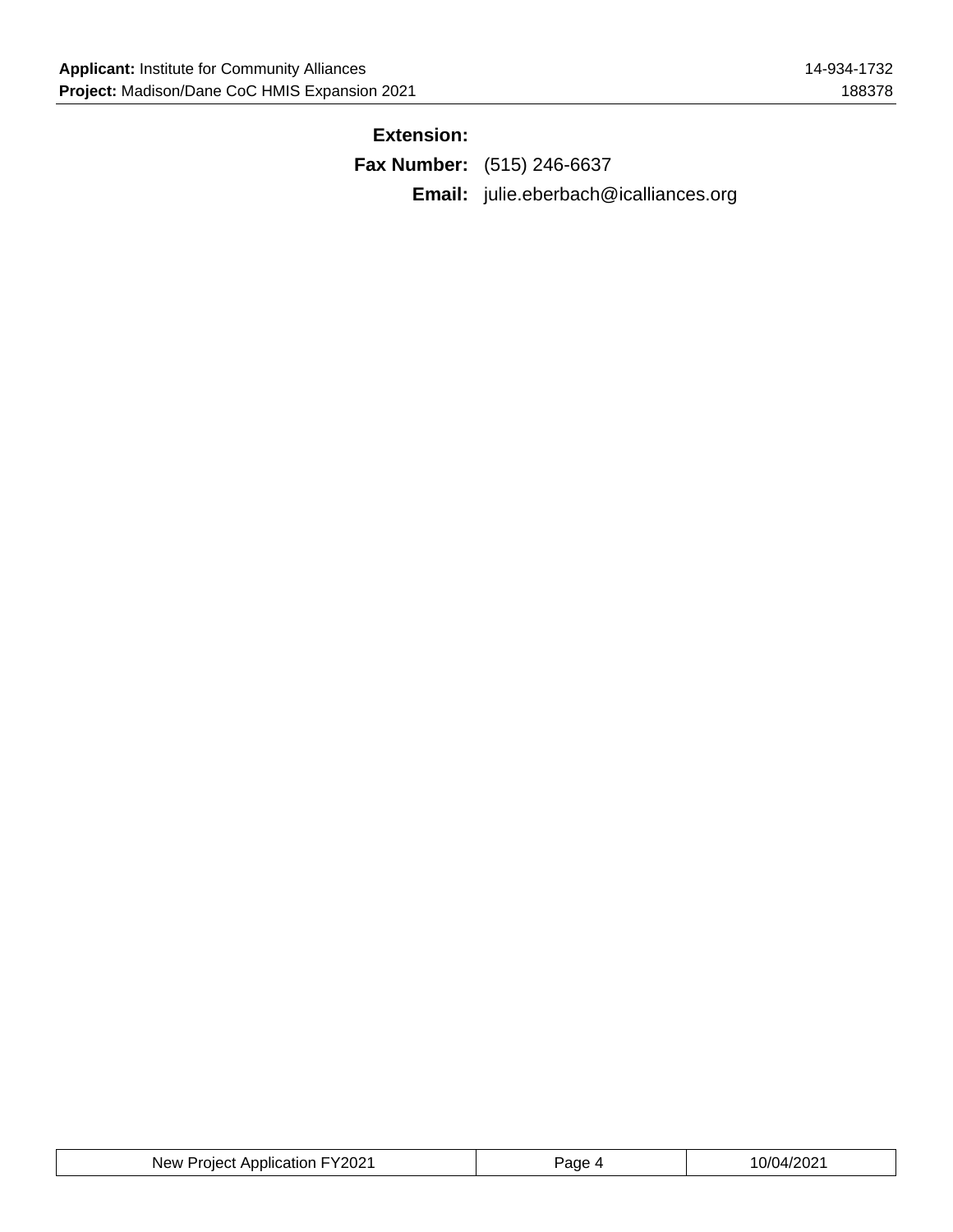**Extension:**

**Fax Number:** (515) 246-6637

**Email:** julie.eberbach@icalliances.org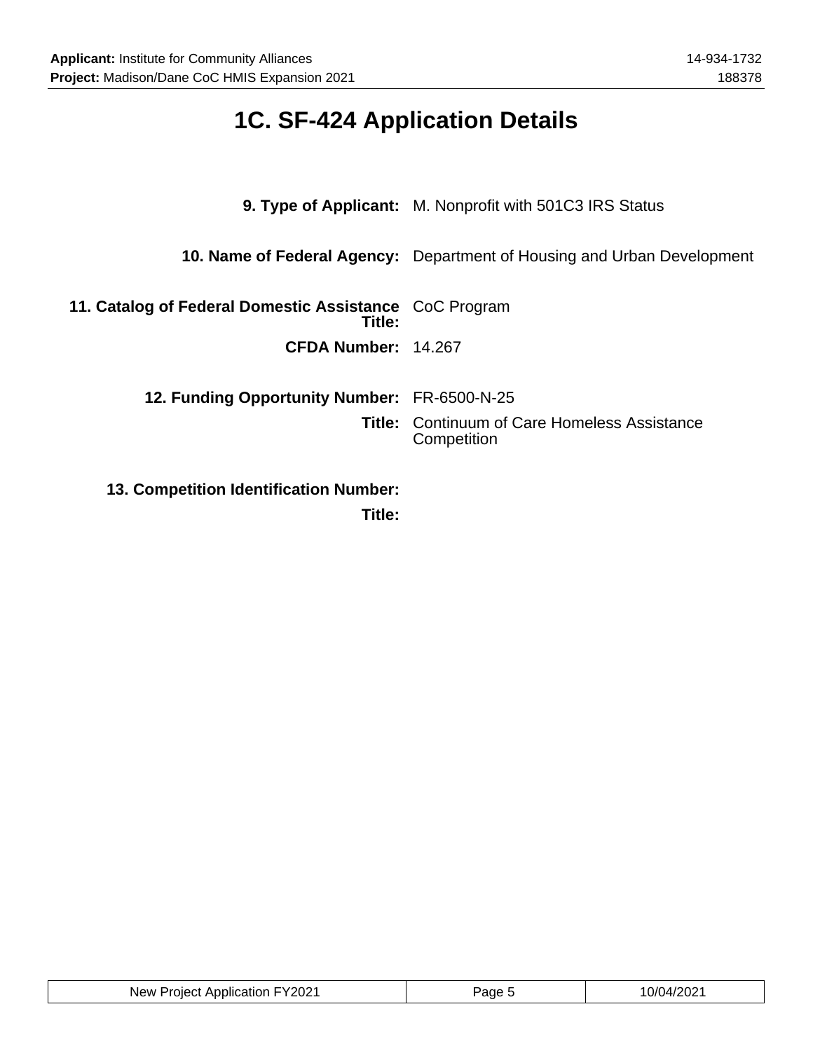# 1C. SF-424 Application Details

**9. Type of Applicant:** M. Nonprofit with 501C3 IRS Status

**10. Name of Federal Agency:** Department of Housing and Urban Development

**11. Catalog of Federal Domestic Assistance Title:** CoC Program

**CFDA Number:** 14.267

**12. Funding Opportunity Number:** FR-6500-N-25

**Title:** Continuum of Care Homeless Assistance Competition

**13. Competition Identification Number:**

**Title:**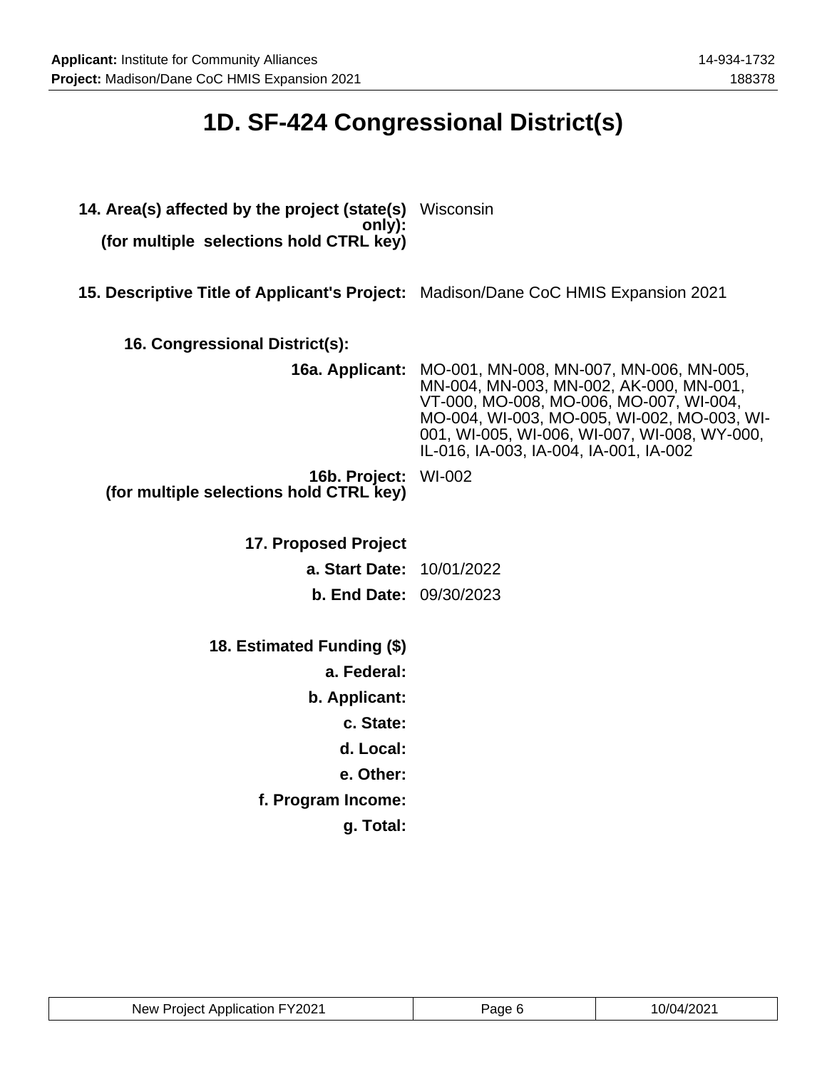# 1D. SF-424 Congressional District(s)

**14. Area(s) affected by the project (state(s) only): (for multiple selections hold CTRL key)** Wisconsin

**15. Descriptive Title of Applicant's Project:** Madison/Dane CoC HMIS Expansion 2021

**16. Congressional District(s):**

**16a. Applicant:** MO-001, MN-008, MN-007, MN-006, MN-005, MN-004, MN-003, MN-002, AK-000, MN-001, VT-000, MO-008, MO-006, MO-007, WI-004, MO-004, WI-003, MO-005, WI-002, MO-003, WI-001, WI-005, WI-006, WI-007, WI-008, WY-000, IL-016, IA-003, IA-004, IA-001, IA-002

**16b. Project: (for multiple selections hold CTRL key)** WI-002

**17. Proposed Project**

**a. Start Date:** 10/01/2022

**b. End Date:** 09/30/2023

**18. Estimated Funding ($)**

**a. Federal:**

**b. Applicant:**

**c. State:**

**d. Local:**

**e. Other:**

**f. Program Income:**

**g. Total:**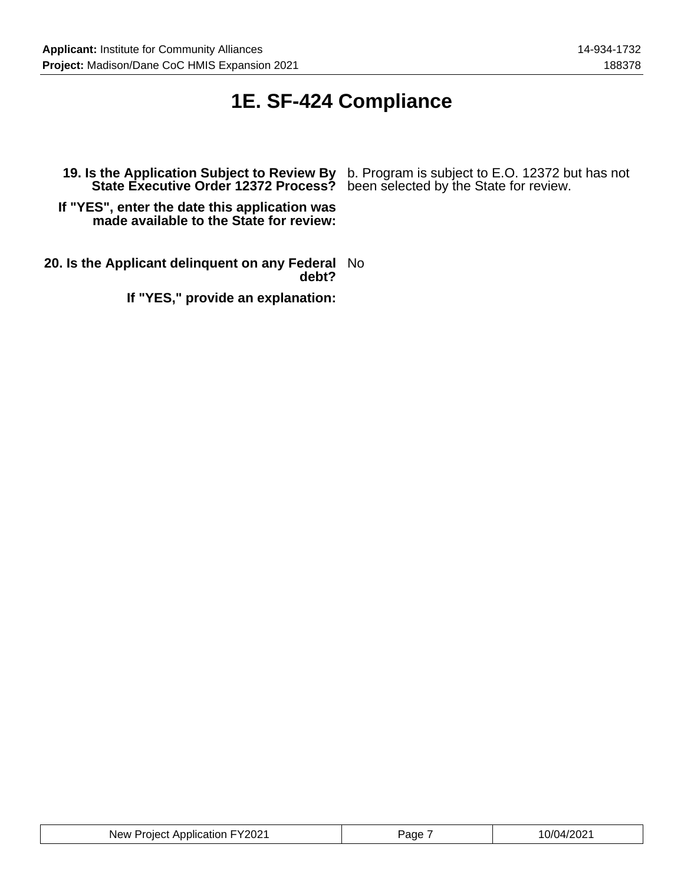# 1E. SF-424 Compliance

**19. Is the Application Subject to Review By State Executive Order 12372 Process?** b. Program is subject to E.O. 12372 but has not been selected by the State for review.

**If "YES", enter the date this application was made available to the State for review:**

**20. Is the Applicant delinquent on any Federal debt?** No

**If "YES," provide an explanation:**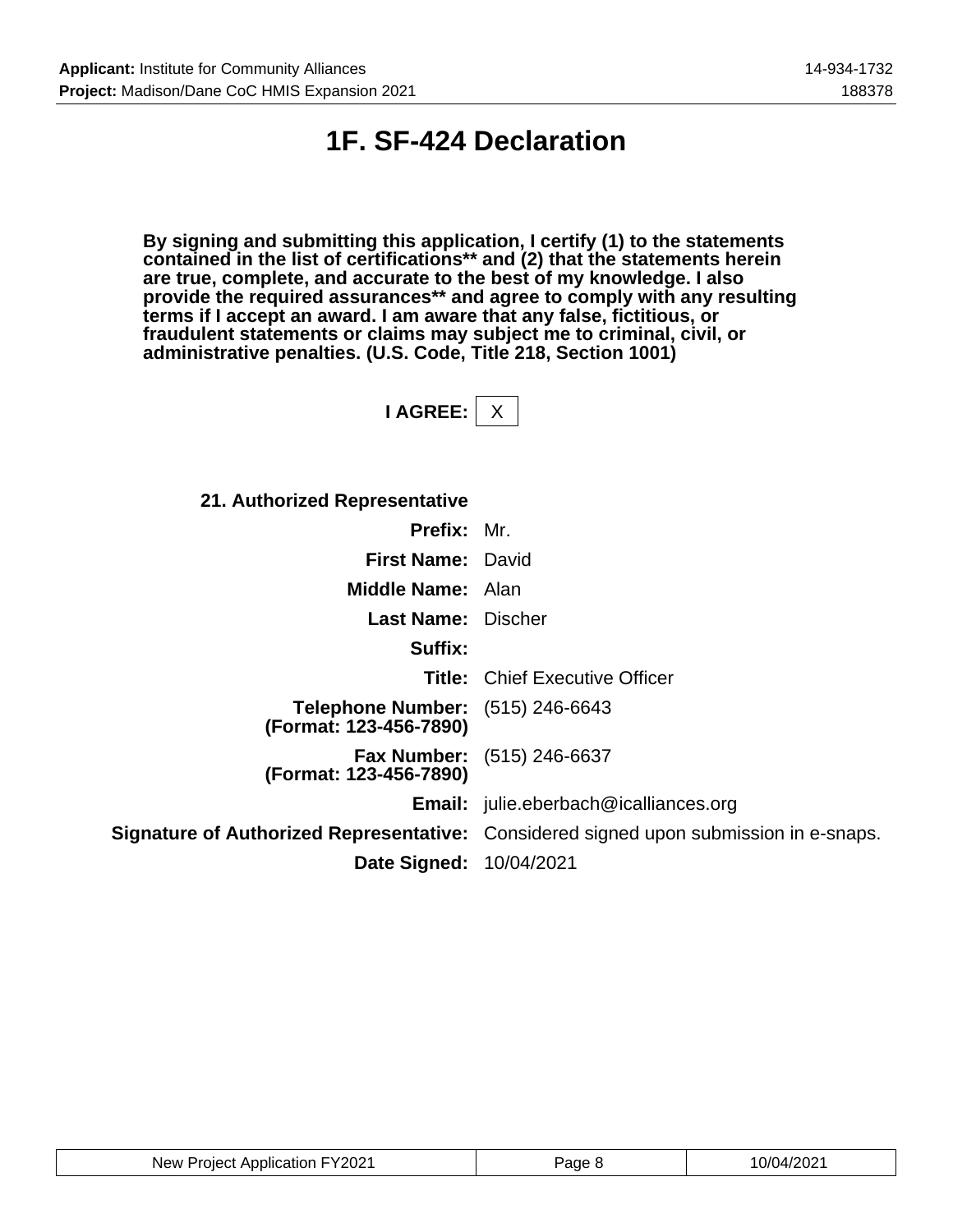# 1F. SF-424 Declaration

**By signing and submitting this application, I certify (1) to the statements contained in the list of certifications** and (2) that the statements herein are true, complete, and accurate to the best of my knowledge. I also provide the required assurances** and agree to comply with any resulting terms if I accept an award. I am aware that any false, fictitious, or fraudulent statements or claims may subject me to criminal, civil, or administrative penalties. (U.S. Code, Title 218, Section 1001)**

**I AGREE:** X

**21. Authorized Representative**

**Prefix:** Mr.

**First Name:** David

**Middle Name:** Alan

**Last Name:** Discher

**Suffix:**

**Title:** Chief Executive Officer

**Telephone Number: (Format: 123-456-7890)** (515) 246-6643

**Fax Number: (Format: 123-456-7890)** (515) 246-6637

**Email:** julie.eberbach@icalliances.org

**Signature of Authorized Representative:** Considered signed upon submission in e-snaps.

**Date Signed:** 10/04/2021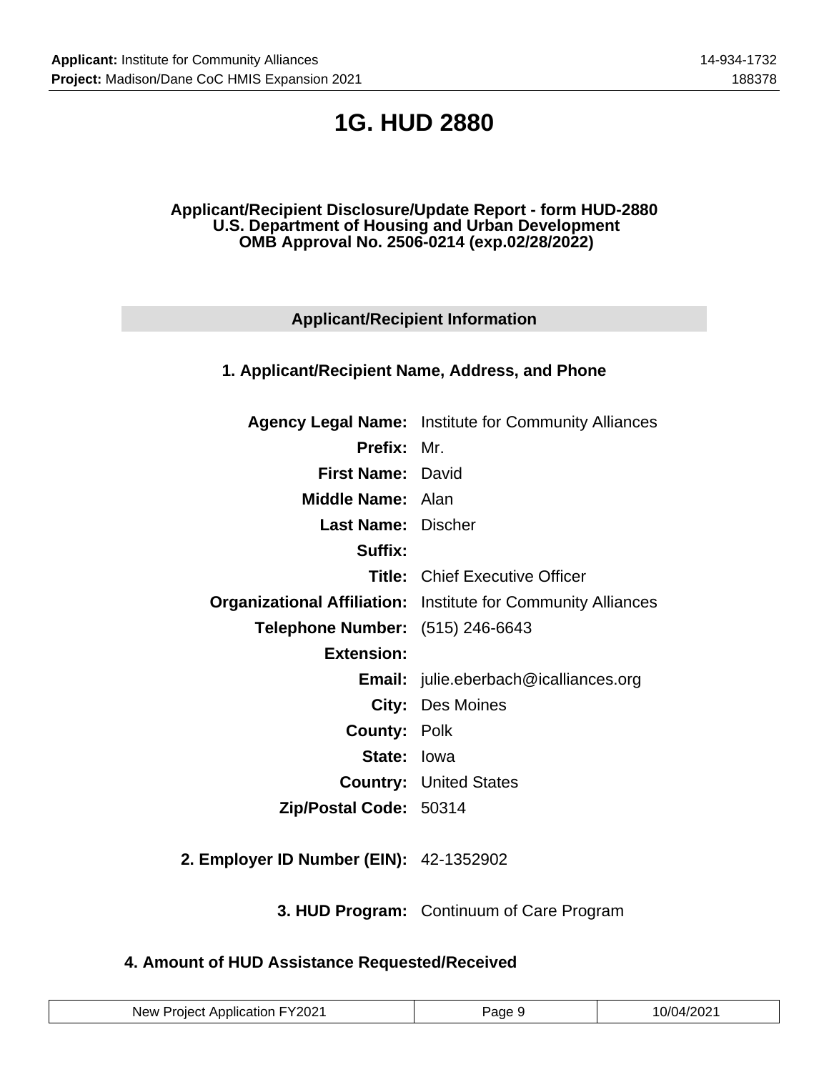# 1G. HUD 2880

**Applicant/Recipient Disclosure/Update Report - form HUD-2880**
**U.S. Department of Housing and Urban Development**
**OMB Approval No. 2506-0214 (exp.02/28/2022)**

## Applicant/Recipient Information

### 1. Applicant/Recipient Name, Address, and Phone

| | |
|---|---|
| **Agency Legal Name:** | Institute for Community Alliances |
| **Prefix:** | Mr. |
| **First Name:** | David |
| **Middle Name:** | Alan |
| **Last Name:** | Discher |
| **Suffix:** | |
| **Title:** | Chief Executive Officer |
| **Organizational Affiliation:** | Institute for Community Alliances |
| **Telephone Number:** | (515) 246-6643 |
| **Extension:** | |
| **Email:** | julie.eberbach@icalliances.org |
| **City:** | Des Moines |
| **County:** | Polk |
| **State:** | Iowa |
| **Country:** | United States |
| **Zip/Postal Code:** | 50314 |

**2. Employer ID Number (EIN):** 42-1352902

**3. HUD Program:** Continuum of Care Program

### 4. Amount of HUD Assistance Requested/Received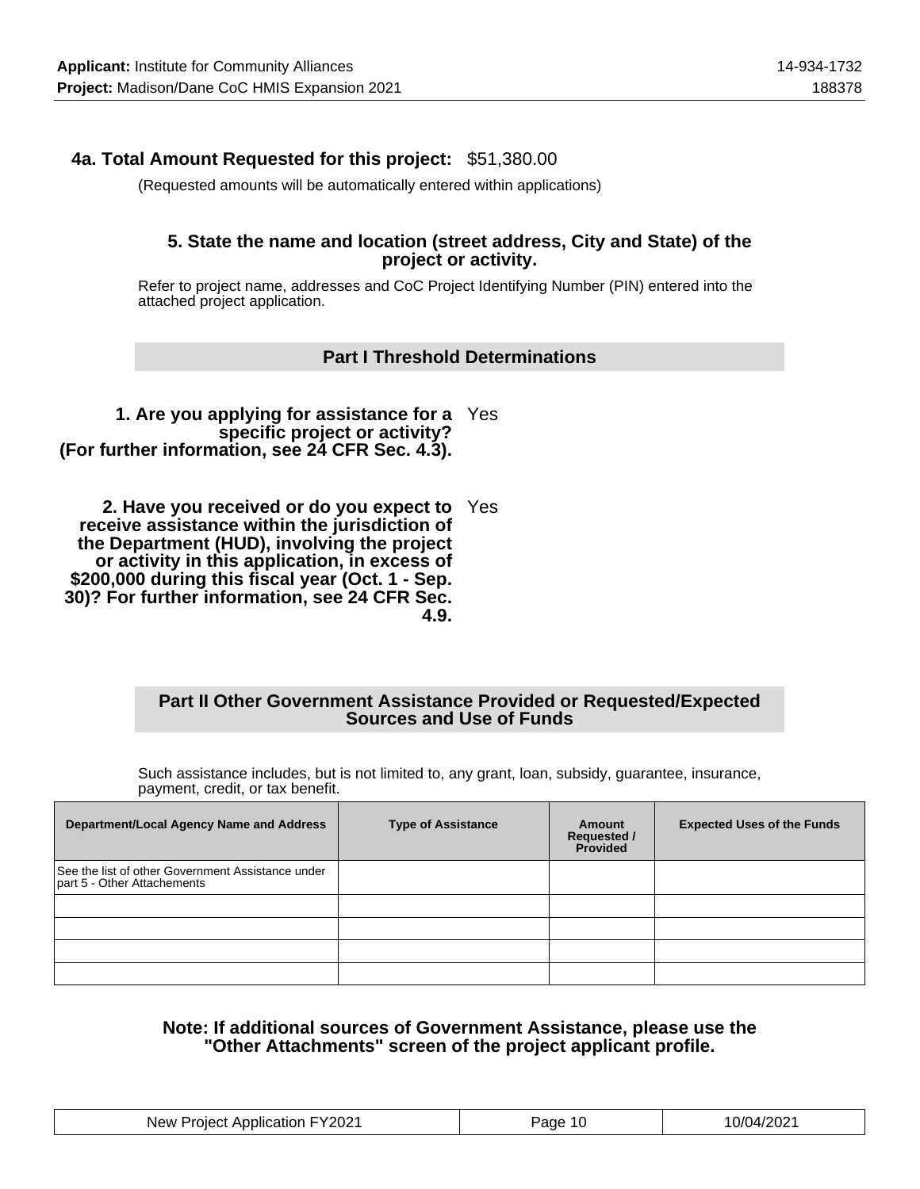**4a. Total Amount Requested for this project:** $51,380.00

(Requested amounts will be automatically entered within applications)

### 5. State the name and location (street address, City and State) of the project or activity.

Refer to project name, addresses and CoC Project Identifying Number (PIN) entered into the attached project application.

## Part I Threshold Determinations

**1. Are you applying for assistance for a specific project or activity? (For further information, see 24 CFR Sec. 4.3).** Yes

**2. Have you received or do you expect to receive assistance within the jurisdiction of the Department (HUD), involving the project or activity in this application, in excess of $200,000 during this fiscal year (Oct. 1 - Sep. 30)? For further information, see 24 CFR Sec. 4.9.** Yes

## Part II Other Government Assistance Provided or Requested/Expected Sources and Use of Funds

Such assistance includes, but is not limited to, any grant, loan, subsidy, guarantee, insurance, payment, credit, or tax benefit.

| Department/Local Agency Name and Address | Type of Assistance | Amount Requested / Provided | Expected Uses of the Funds |
|---|---|---|---|
| See the list of other Government Assistance under part 5 - Other Attachements | | | |
| | | | |
| | | | |
| | | | |
| | | | |

**Note: If additional sources of Government Assistance, please use the "Other Attachments" screen of the project applicant profile.**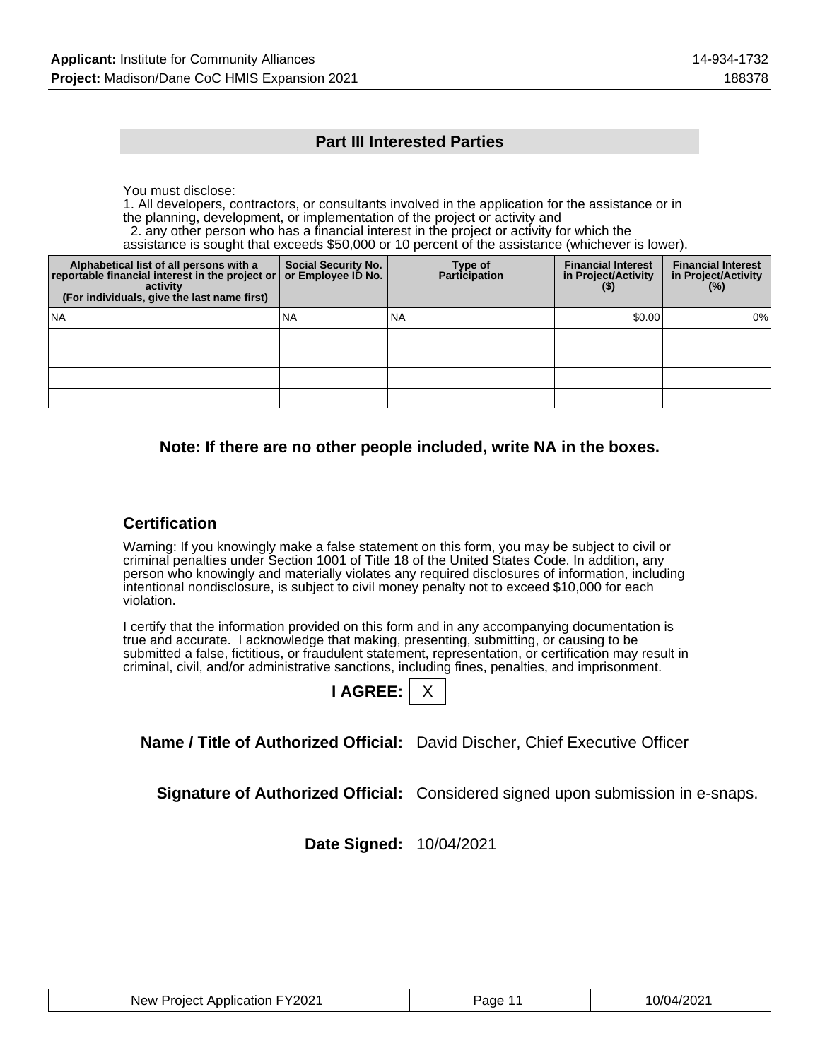## Part III Interested Parties

You must disclose:

1. All developers, contractors, or consultants involved in the application for the assistance or in the planning, development, or implementation of the project or activity and
2. any other person who has a financial interest in the project or activity for which the assistance is sought that exceeds $50,000 or 10 percent of the assistance (whichever is lower).

| Alphabetical list of all persons with a reportable financial interest in the project or activity (For individuals, give the last name first) | Social Security No. or Employee ID No. | Type of Participation | Financial Interest in Project/Activity ($) | Financial Interest in Project/Activity (%) |
|---|---|---|---|---|
| NA | NA | NA | $0.00 | 0% |
| | | | | |
| | | | | |
| | | | | |
| | | | | |

**Note: If there are no other people included, write NA in the boxes.**

### Certification

Warning: If you knowingly make a false statement on this form, you may be subject to civil or criminal penalties under Section 1001 of Title 18 of the United States Code. In addition, any person who knowingly and materially violates any required disclosures of information, including intentional nondisclosure, is subject to civil money penalty not to exceed $10,000 for each violation.

I certify that the information provided on this form and in any accompanying documentation is true and accurate. I acknowledge that making, presenting, submitting, or causing to be submitted a false, fictitious, or fraudulent statement, representation, or certification may result in criminal, civil, and/or administrative sanctions, including fines, penalties, and imprisonment.

**I AGREE:** X

**Name / Title of Authorized Official:** David Discher, Chief Executive Officer

**Signature of Authorized Official:** Considered signed upon submission in e-snaps.

**Date Signed:** 10/04/2021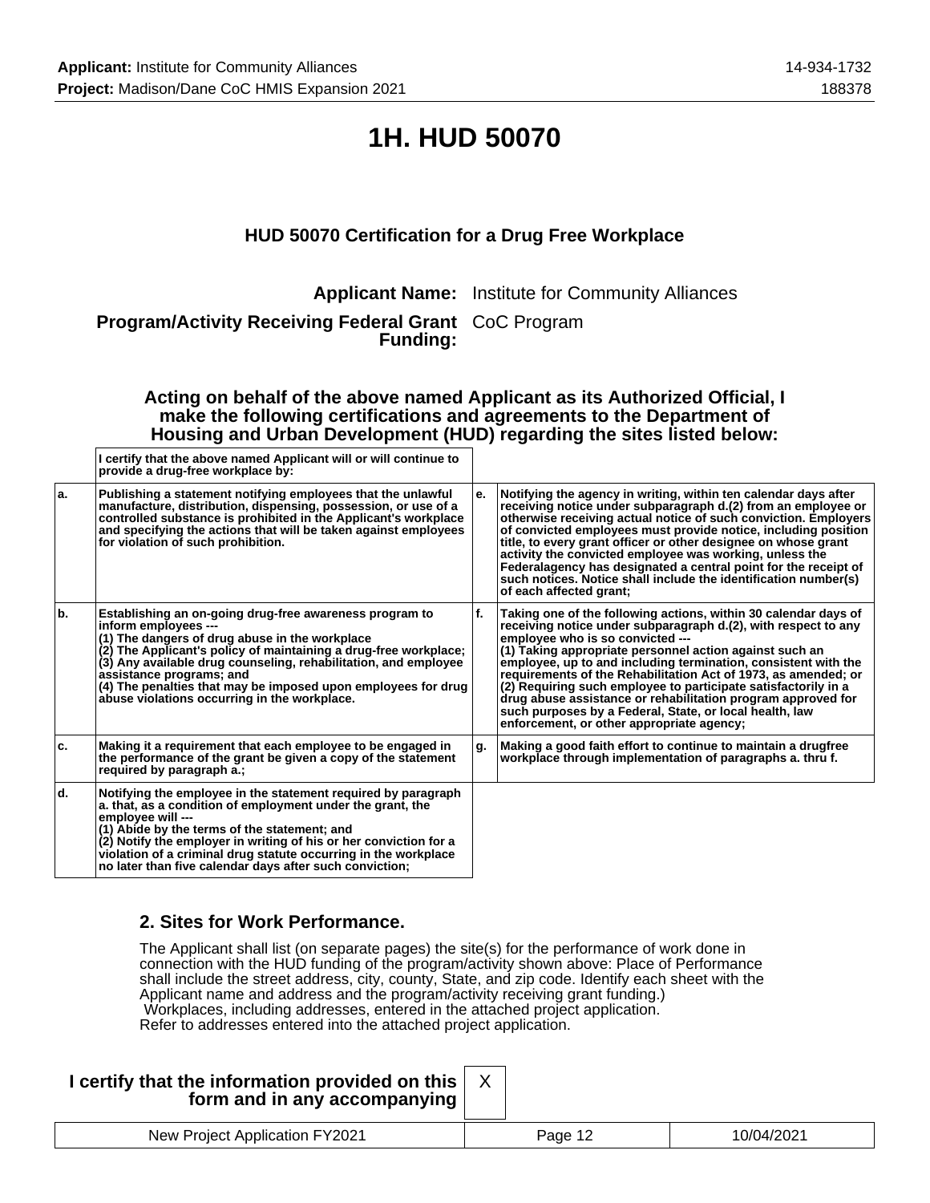# 1H. HUD 50070

### HUD 50070 Certification for a Drug Free Workplace

**Applicant Name:** Institute for Community Alliances

**Program/Activity Receiving Federal Grant Funding:** CoC Program

**Acting on behalf of the above named Applicant as its Authorized Official, I make the following certifications and agreements to the Department of Housing and Urban Development (HUD) regarding the sites listed below:**

**I certify that the above named Applicant will or will continue to provide a drug-free workplace by:**

| | | | |
|---|---|---|---|
| **a.** | **Publishing a statement notifying employees that the unlawful manufacture, distribution, dispensing, possession, or use of a controlled substance is prohibited in the Applicant's workplace and specifying the actions that will be taken against employees for violation of such prohibition.** | **e.** | **Notifying the agency in writing, within ten calendar days after receiving notice under subparagraph d.(2) from an employee or otherwise receiving actual notice of such conviction. Employers of convicted employees must provide notice, including position title, to every grant officer or other designee on whose grant activity the convicted employee was working, unless the Federalagency has designated a central point for the receipt of such notices. Notice shall include the identification number(s) of each affected grant;** |
| **b.** | **Establishing an on-going drug-free awareness program to inform employees --- (1) The dangers of drug abuse in the workplace (2) The Applicant's policy of maintaining a drug-free workplace; (3) Any available drug counseling, rehabilitation, and employee assistance programs; and (4) The penalties that may be imposed upon employees for drug abuse violations occurring in the workplace.** | **f.** | **Taking one of the following actions, within 30 calendar days of receiving notice under subparagraph d.(2), with respect to any employee who is so convicted --- (1) Taking appropriate personnel action against such an employee, up to and including termination, consistent with the requirements of the Rehabilitation Act of 1973, as amended; or (2) Requiring such employee to participate satisfactorily in a drug abuse assistance or rehabilitation program approved for such purposes by a Federal, State, or local health, law enforcement, or other appropriate agency;** |
| **c.** | **Making it a requirement that each employee to be engaged in the performance of the grant be given a copy of the statement required by paragraph a.;** | **g.** | **Making a good faith effort to continue to maintain a drugfree workplace through implementation of paragraphs a. thru f.** |
| **d.** | **Notifying the employee in the statement required by paragraph a. that, as a condition of employment under the grant, the employee will --- (1) Abide by the terms of the statement; and (2) Notify the employer in writing of his or her conviction for a violation of a criminal drug statute occurring in the workplace no later than five calendar days after such conviction;** | | |

### 2. Sites for Work Performance.

The Applicant shall list (on separate pages) the site(s) for the performance of work done in connection with the HUD funding of the program/activity shown above: Place of Performance shall include the street address, city, county, State, and zip code. Identify each sheet with the Applicant name and address and the program/activity receiving grant funding.)
Workplaces, including addresses, entered in the attached project application.
Refer to addresses entered into the attached project application.

**I certify that the information provided on this form and in any accompanying** X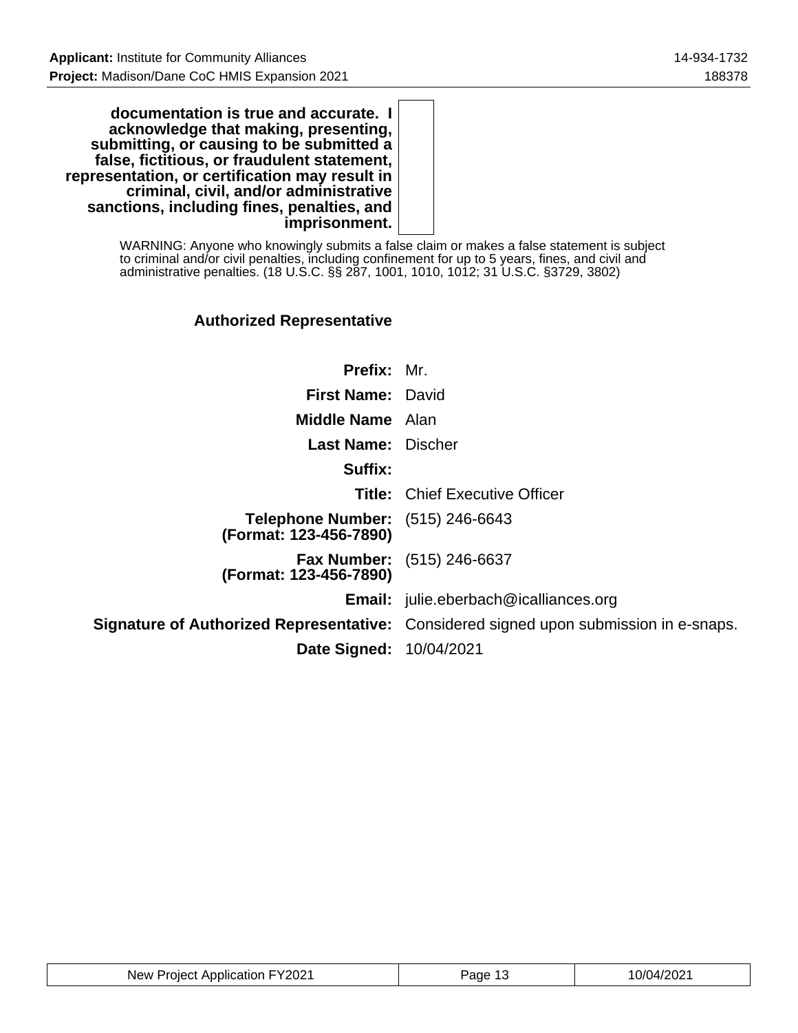**documentation is true and accurate. I acknowledge that making, presenting, submitting, or causing to be submitted a false, fictitious, or fraudulent statement, representation, or certification may result in criminal, civil, and/or administrative sanctions, including fines, penalties, and imprisonment.**

WARNING: Anyone who knowingly submits a false claim or makes a false statement is subject to criminal and/or civil penalties, including confinement for up to 5 years, fines, and civil and administrative penalties. (18 U.S.C. §§ 287, 1001, 1010, 1012; 31 U.S.C. §3729, 3802)

### Authorized Representative

| | |
|---|---|
| **Prefix:** | Mr. |
| **First Name:** | David |
| **Middle Name** | Alan |
| **Last Name:** | Discher |
| **Suffix:** | |
| **Title:** | Chief Executive Officer |
| **Telephone Number: (Format: 123-456-7890)** | (515) 246-6643 |
| **Fax Number: (Format: 123-456-7890)** | (515) 246-6637 |
| **Email:** | julie.eberbach@icalliances.org |
| **Signature of Authorized Representative:** | Considered signed upon submission in e-snaps. |
| **Date Signed:** | 10/04/2021 |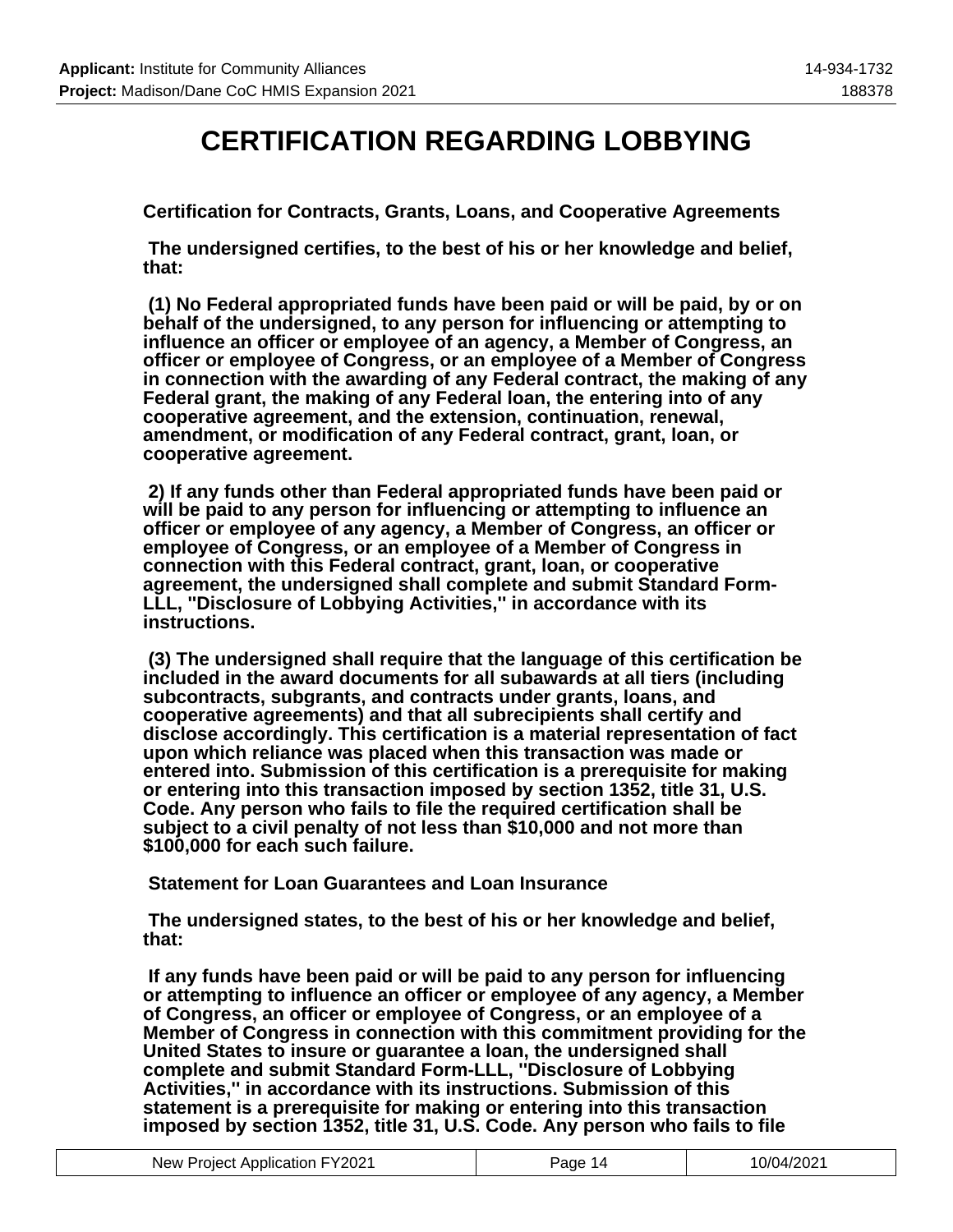# CERTIFICATION REGARDING LOBBYING

**Certification for Contracts, Grants, Loans, and Cooperative Agreements**

**The undersigned certifies, to the best of his or her knowledge and belief, that:**

**(1) No Federal appropriated funds have been paid or will be paid, by or on behalf of the undersigned, to any person for influencing or attempting to influence an officer or employee of an agency, a Member of Congress, an officer or employee of Congress, or an employee of a Member of Congress in connection with the awarding of any Federal contract, the making of any Federal grant, the making of any Federal loan, the entering into of any cooperative agreement, and the extension, continuation, renewal, amendment, or modification of any Federal contract, grant, loan, or cooperative agreement.**

**2) If any funds other than Federal appropriated funds have been paid or will be paid to any person for influencing or attempting to influence an officer or employee of any agency, a Member of Congress, an officer or employee of Congress, or an employee of a Member of Congress in connection with this Federal contract, grant, loan, or cooperative agreement, the undersigned shall complete and submit Standard Form-LLL, "Disclosure of Lobbying Activities," in accordance with its instructions.**

**(3) The undersigned shall require that the language of this certification be included in the award documents for all subawards at all tiers (including subcontracts, subgrants, and contracts under grants, loans, and cooperative agreements) and that all subrecipients shall certify and disclose accordingly. This certification is a material representation of fact upon which reliance was placed when this transaction was made or entered into. Submission of this certification is a prerequisite for making or entering into this transaction imposed by section 1352, title 31, U.S. Code. Any person who fails to file the required certification shall be subject to a civil penalty of not less than $10,000 and not more than $100,000 for each such failure.**

**Statement for Loan Guarantees and Loan Insurance**

**The undersigned states, to the best of his or her knowledge and belief, that:**

**If any funds have been paid or will be paid to any person for influencing or attempting to influence an officer or employee of any agency, a Member of Congress, an officer or employee of Congress, or an employee of a Member of Congress in connection with this commitment providing for the United States to insure or guarantee a loan, the undersigned shall complete and submit Standard Form-LLL, "Disclosure of Lobbying Activities," in accordance with its instructions. Submission of this statement is a prerequisite for making or entering into this transaction imposed by section 1352, title 31, U.S. Code. Any person who fails to file**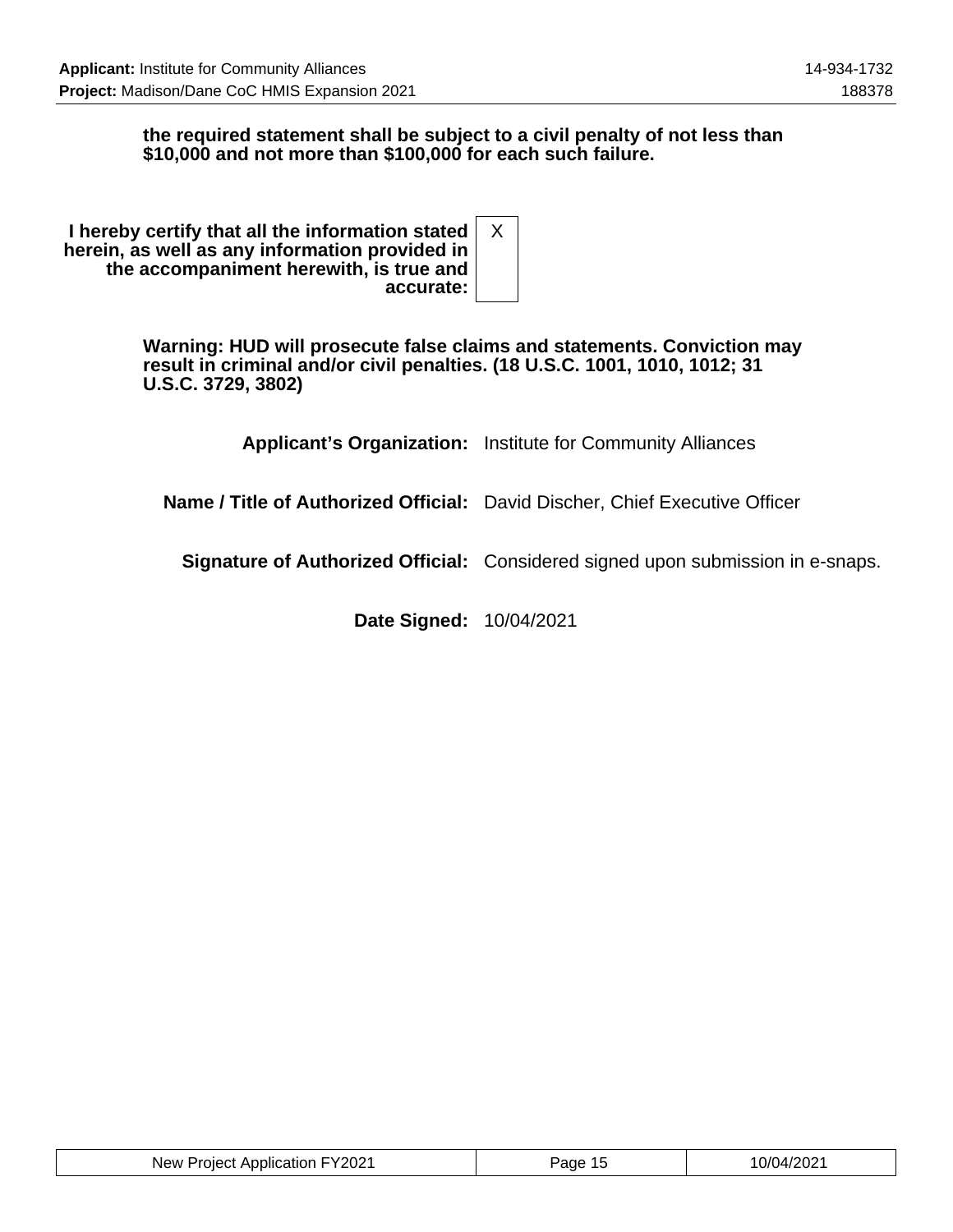**the required statement shall be subject to a civil penalty of not less than $10,000 and not more than $100,000 for each such failure.**

| | |
|---|---|
| **I hereby certify that all the information stated herein, as well as any information provided in the accompaniment herewith, is true and accurate:** | X |

**Warning: HUD will prosecute false claims and statements. Conviction may result in criminal and/or civil penalties. (18 U.S.C. 1001, 1010, 1012; 31 U.S.C. 3729, 3802)**

| | |
|---|---|
| **Applicant's Organization:** | Institute for Community Alliances |
| **Name / Title of Authorized Official:** | David Discher, Chief Executive Officer |
| **Signature of Authorized Official:** | Considered signed upon submission in e-snaps. |
| **Date Signed:** | 10/04/2021 |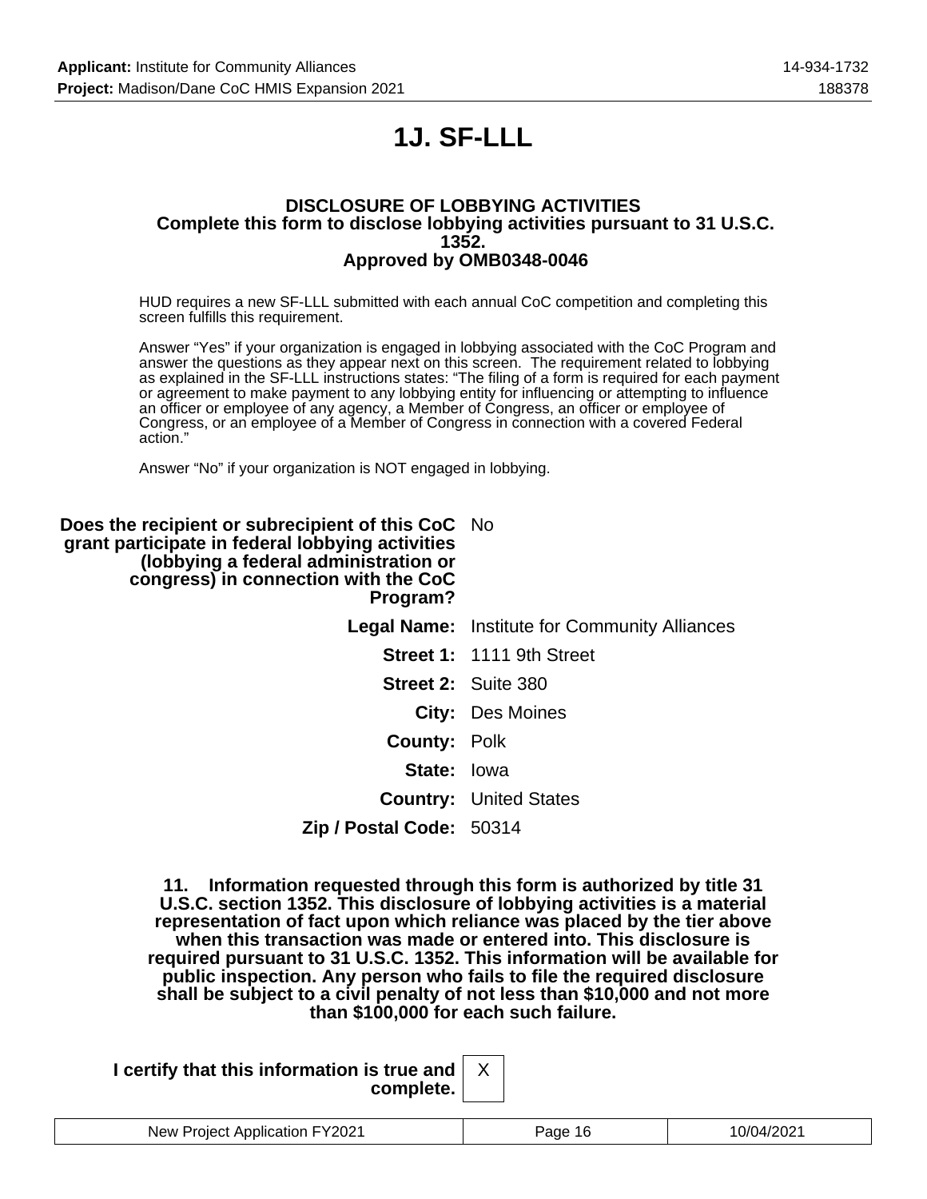# 1J. SF-LLL

### DISCLOSURE OF LOBBYING ACTIVITIES
### Complete this form to disclose lobbying activities pursuant to 31 U.S.C. 1352.
### Approved by OMB0348-0046

HUD requires a new SF-LLL submitted with each annual CoC competition and completing this screen fulfills this requirement.

Answer "Yes" if your organization is engaged in lobbying associated with the CoC Program and answer the questions as they appear next on this screen. The requirement related to lobbying as explained in the SF-LLL instructions states: "The filing of a form is required for each payment or agreement to make payment to any lobbying entity for influencing or attempting to influence an officer or employee of any agency, a Member of Congress, an officer or employee of Congress, or an employee of a Member of Congress in connection with a covered Federal action."

Answer "No" if your organization is NOT engaged in lobbying.

**Does the recipient or subrecipient of this CoC grant participate in federal lobbying activities (lobbying a federal administration or congress) in connection with the CoC Program?** No

**Legal Name:** Institute for Community Alliances

**Street 1:** 1111 9th Street

**Street 2:** Suite 380

**City:** Des Moines

**County:** Polk

**State:** Iowa

**Country:** United States

**Zip / Postal Code:** 50314

**11. Information requested through this form is authorized by title 31 U.S.C. section 1352. This disclosure of lobbying activities is a material representation of fact upon which reliance was placed by the tier above when this transaction was made or entered into. This disclosure is required pursuant to 31 U.S.C. 1352. This information will be available for public inspection. Any person who fails to file the required disclosure shall be subject to a civil penalty of not less than $10,000 and not more than $100,000 for each such failure.**

**I certify that this information is true and complete.** X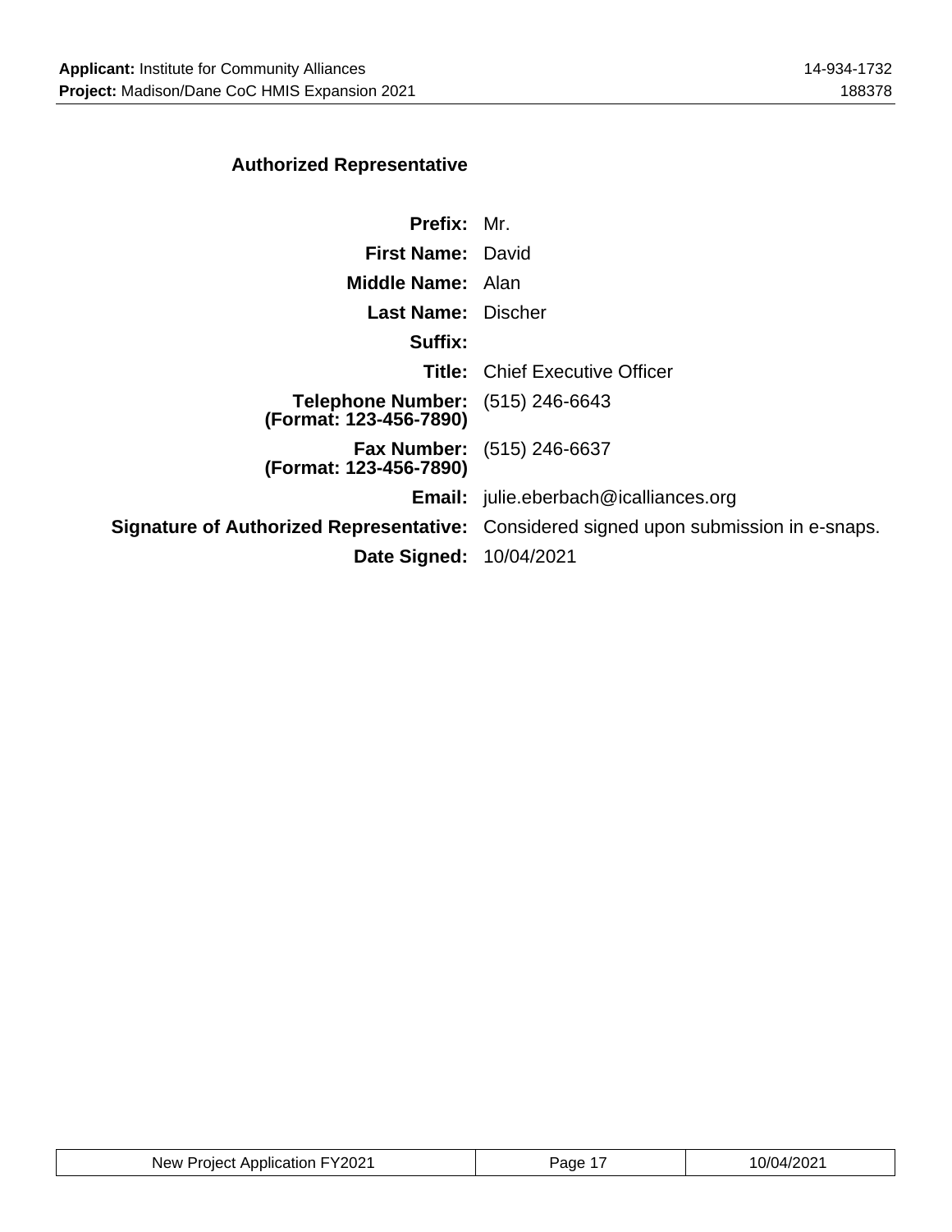### Authorized Representative

| | |
|---|---|
| **Prefix:** | Mr. |
| **First Name:** | David |
| **Middle Name:** | Alan |
| **Last Name:** | Discher |
| **Suffix:** | |
| **Title:** | Chief Executive Officer |
| **Telephone Number: (Format: 123-456-7890)** | (515) 246-6643 |
| **Fax Number: (Format: 123-456-7890)** | (515) 246-6637 |
| **Email:** | julie.eberbach@icalliances.org |
| **Signature of Authorized Representative:** | Considered signed upon submission in e-snaps. |
| **Date Signed:** | 10/04/2021 |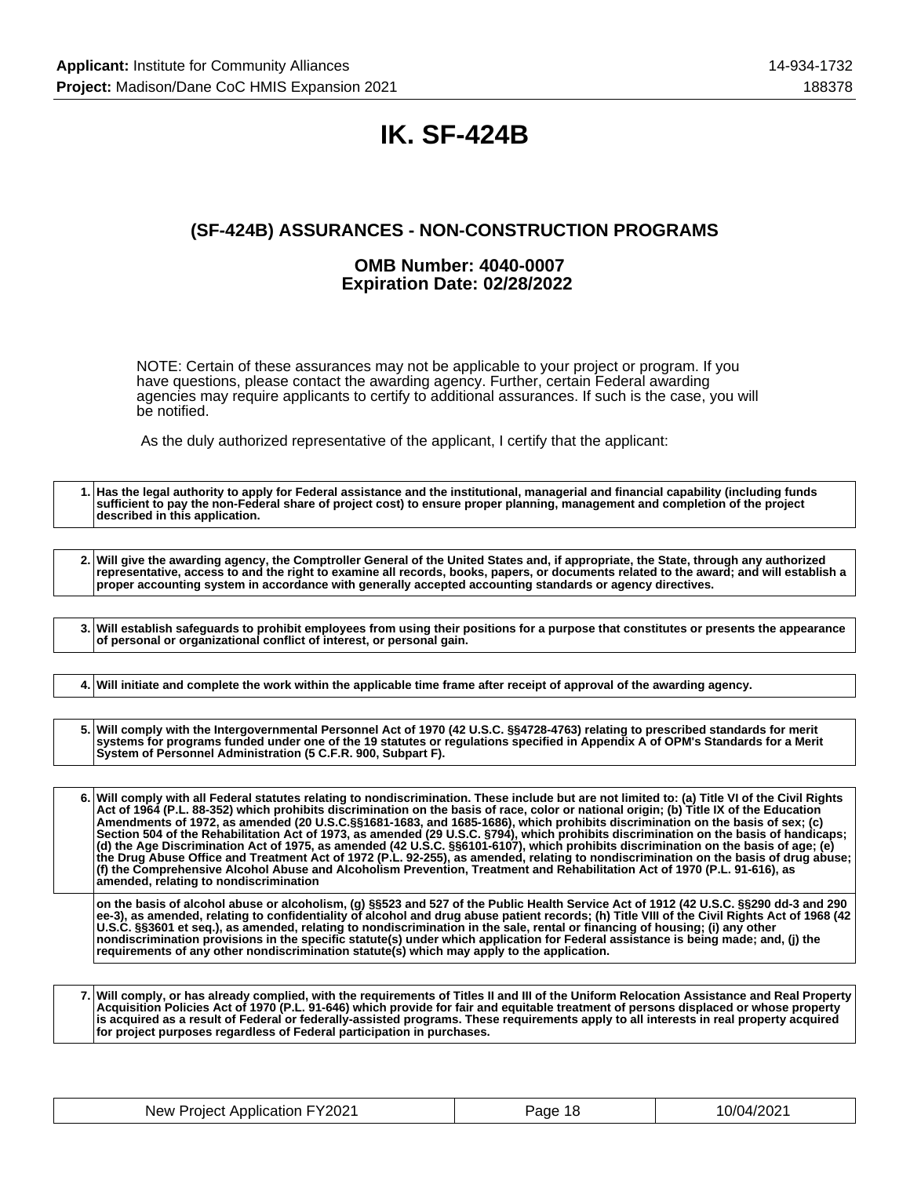# IK. SF-424B

### (SF-424B) ASSURANCES - NON-CONSTRUCTION PROGRAMS

### OMB Number: 4040-0007
### Expiration Date: 02/28/2022

NOTE: Certain of these assurances may not be applicable to your project or program. If you have questions, please contact the awarding agency. Further, certain Federal awarding agencies may require applicants to certify to additional assurances. If such is the case, you will be notified.

As the duly authorized representative of the applicant, I certify that the applicant:

| | |
|---|---|
| 1. | **Has the legal authority to apply for Federal assistance and the institutional, managerial and financial capability (including funds sufficient to pay the non-Federal share of project cost) to ensure proper planning, management and completion of the project described in this application.** |

| | |
|---|---|
| 2. | **Will give the awarding agency, the Comptroller General of the United States and, if appropriate, the State, through any authorized representative, access to and the right to examine all records, books, papers, or documents related to the award; and will establish a proper accounting system in accordance with generally accepted accounting standards or agency directives.** |

| | |
|---|---|
| 3. | **Will establish safeguards to prohibit employees from using their positions for a purpose that constitutes or presents the appearance of personal or organizational conflict of interest, or personal gain.** |

| | |
|---|---|
| 4. | **Will initiate and complete the work within the applicable time frame after receipt of approval of the awarding agency.** |

| | |
|---|---|
| 5. | **Will comply with the Intergovernmental Personnel Act of 1970 (42 U.S.C. §§4728-4763) relating to prescribed standards for merit systems for programs funded under one of the 19 statutes or regulations specified in Appendix A of OPM's Standards for a Merit System of Personnel Administration (5 C.F.R. 900, Subpart F).** |

| | |
|---|---|
| 6. | **Will comply with all Federal statutes relating to nondiscrimination. These include but are not limited to: (a) Title VI of the Civil Rights Act of 1964 (P.L. 88-352) which prohibits discrimination on the basis of race, color or national origin; (b) Title IX of the Education Amendments of 1972, as amended (20 U.S.C.§§1681-1683, and 1685-1686), which prohibits discrimination on the basis of sex; (c) Section 504 of the Rehabilitation Act of 1973, as amended (29 U.S.C. §794), which prohibits discrimination on the basis of handicaps; (d) the Age Discrimination Act of 1975, as amended (42 U.S.C. §§6101-6107), which prohibits discrimination on the basis of age; (e) the Drug Abuse Office and Treatment Act of 1972 (P.L. 92-255), as amended, relating to nondiscrimination on the basis of drug abuse; (f) the Comprehensive Alcohol Abuse and Alcoholism Prevention, Treatment and Rehabilitation Act of 1970 (P.L. 91-616), as amended, relating to nondiscrimination** |
| | **on the basis of alcohol abuse or alcoholism, (g) §§523 and 527 of the Public Health Service Act of 1912 (42 U.S.C. §§290 dd-3 and 290 ee-3), as amended, relating to confidentiality of alcohol and drug abuse patient records; (h) Title VIII of the Civil Rights Act of 1968 (42 U.S.C. §§3601 et seq.), as amended, relating to nondiscrimination in the sale, rental or financing of housing; (i) any other nondiscrimination provisions in the specific statute(s) under which application for Federal assistance is being made; and, (j) the requirements of any other nondiscrimination statute(s) which may apply to the application.** |

| | |
|---|---|
| 7. | **Will comply, or has already complied, with the requirements of Titles II and III of the Uniform Relocation Assistance and Real Property Acquisition Policies Act of 1970 (P.L. 91-646) which provide for fair and equitable treatment of persons displaced or whose property is acquired as a result of Federal or federally-assisted programs. These requirements apply to all interests in real property acquired for project purposes regardless of Federal participation in purchases.** |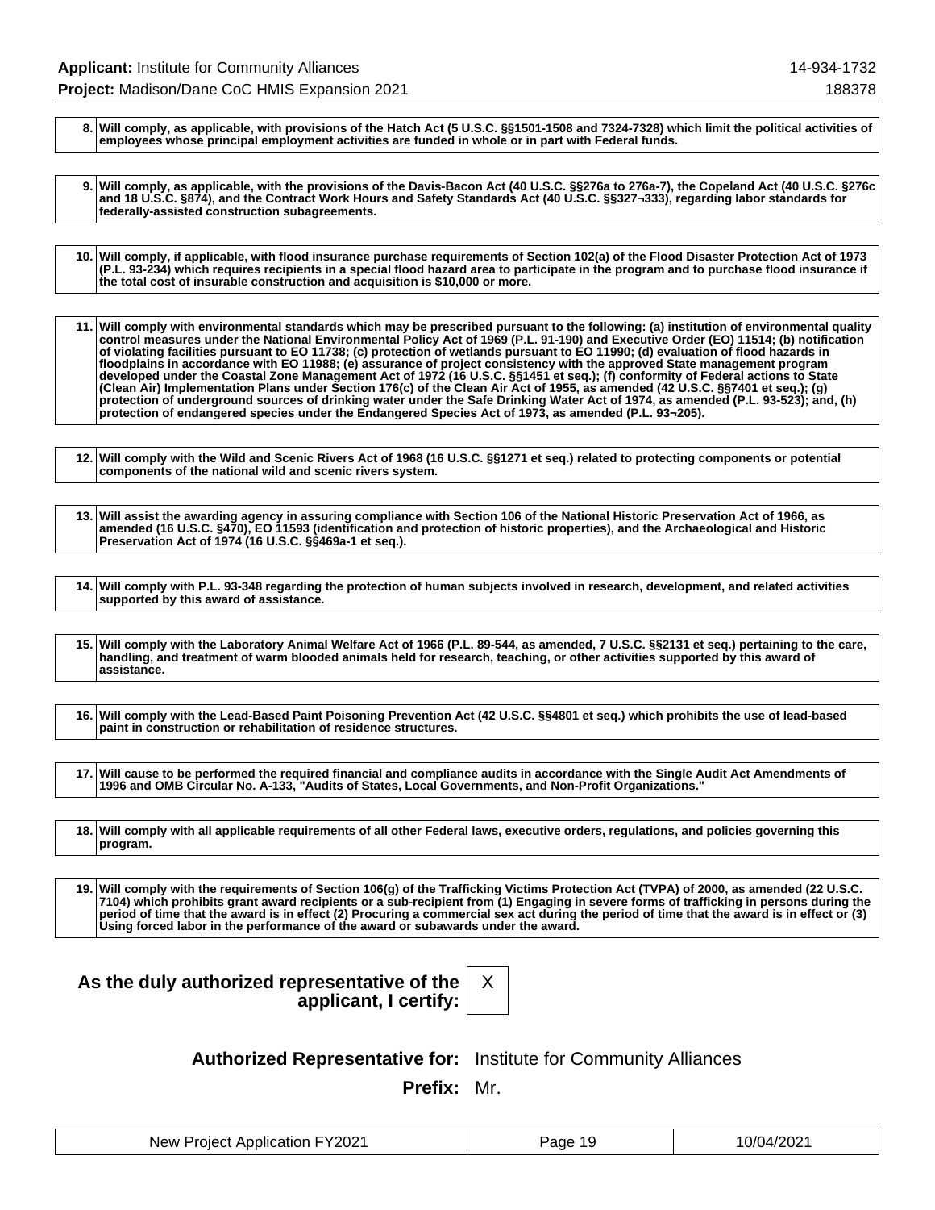| | |
|---|---|
| **8.** | **Will comply, as applicable, with provisions of the Hatch Act (5 U.S.C. §§1501-1508 and 7324-7328) which limit the political activities of employees whose principal employment activities are funded in whole or in part with Federal funds.** |

| | |
|---|---|
| **9.** | **Will comply, as applicable, with the provisions of the Davis-Bacon Act (40 U.S.C. §§276a to 276a-7), the Copeland Act (40 U.S.C. §276c and 18 U.S.C. §874), and the Contract Work Hours and Safety Standards Act (40 U.S.C. §§327¬333), regarding labor standards for federally-assisted construction subagreements.** |

| | |
|---|---|
| **10.** | **Will comply, if applicable, with flood insurance purchase requirements of Section 102(a) of the Flood Disaster Protection Act of 1973 (P.L. 93-234) which requires recipients in a special flood hazard area to participate in the program and to purchase flood insurance if the total cost of insurable construction and acquisition is $10,000 or more.** |

| | |
|---|---|
| **11.** | **Will comply with environmental standards which may be prescribed pursuant to the following: (a) institution of environmental quality control measures under the National Environmental Policy Act of 1969 (P.L. 91-190) and Executive Order (EO) 11514; (b) notification of violating facilities pursuant to EO 11738; (c) protection of wetlands pursuant to EO 11990; (d) evaluation of flood hazards in floodplains in accordance with EO 11988; (e) assurance of project consistency with the approved State management program developed under the Coastal Zone Management Act of 1972 (16 U.S.C. §§1451 et seq.); (f) conformity of Federal actions to State (Clean Air) Implementation Plans under Section 176(c) of the Clean Air Act of 1955, as amended (42 U.S.C. §§7401 et seq.); (g) protection of underground sources of drinking water under the Safe Drinking Water Act of 1974, as amended (P.L. 93-523); and, (h) protection of endangered species under the Endangered Species Act of 1973, as amended (P.L. 93¬205).** |

| | |
|---|---|
| **12.** | **Will comply with the Wild and Scenic Rivers Act of 1968 (16 U.S.C. §§1271 et seq.) related to protecting components or potential components of the national wild and scenic rivers system.** |

| | |
|---|---|
| **13.** | **Will assist the awarding agency in assuring compliance with Section 106 of the National Historic Preservation Act of 1966, as amended (16 U.S.C. §470), EO 11593 (identification and protection of historic properties), and the Archaeological and Historic Preservation Act of 1974 (16 U.S.C. §§469a-1 et seq.).** |

| | |
|---|---|
| **14.** | **Will comply with P.L. 93-348 regarding the protection of human subjects involved in research, development, and related activities supported by this award of assistance.** |

| | |
|---|---|
| **15.** | **Will comply with the Laboratory Animal Welfare Act of 1966 (P.L. 89-544, as amended, 7 U.S.C. §§2131 et seq.) pertaining to the care, handling, and treatment of warm blooded animals held for research, teaching, or other activities supported by this award of assistance.** |

| | |
|---|---|
| **16.** | **Will comply with the Lead-Based Paint Poisoning Prevention Act (42 U.S.C. §§4801 et seq.) which prohibits the use of lead-based paint in construction or rehabilitation of residence structures.** |

| | |
|---|---|
| **17.** | **Will cause to be performed the required financial and compliance audits in accordance with the Single Audit Act Amendments of 1996 and OMB Circular No. A-133, "Audits of States, Local Governments, and Non-Profit Organizations."** |

| | |
|---|---|
| **18.** | **Will comply with all applicable requirements of all other Federal laws, executive orders, regulations, and policies governing this program.** |

| | |
|---|---|
| **19.** | **Will comply with the requirements of Section 106(g) of the Trafficking Victims Protection Act (TVPA) of 2000, as amended (22 U.S.C. 7104) which prohibits grant award recipients or a sub-recipient from (1) Engaging in severe forms of trafficking in persons during the period of time that the award is in effect (2) Procuring a commercial sex act during the period of time that the award is in effect or (3) Using forced labor in the performance of the award or subawards under the award.** |

**As the duly authorized representative of the applicant, I certify:** X

**Authorized Representative for:** Institute for Community Alliances

**Prefix:** Mr.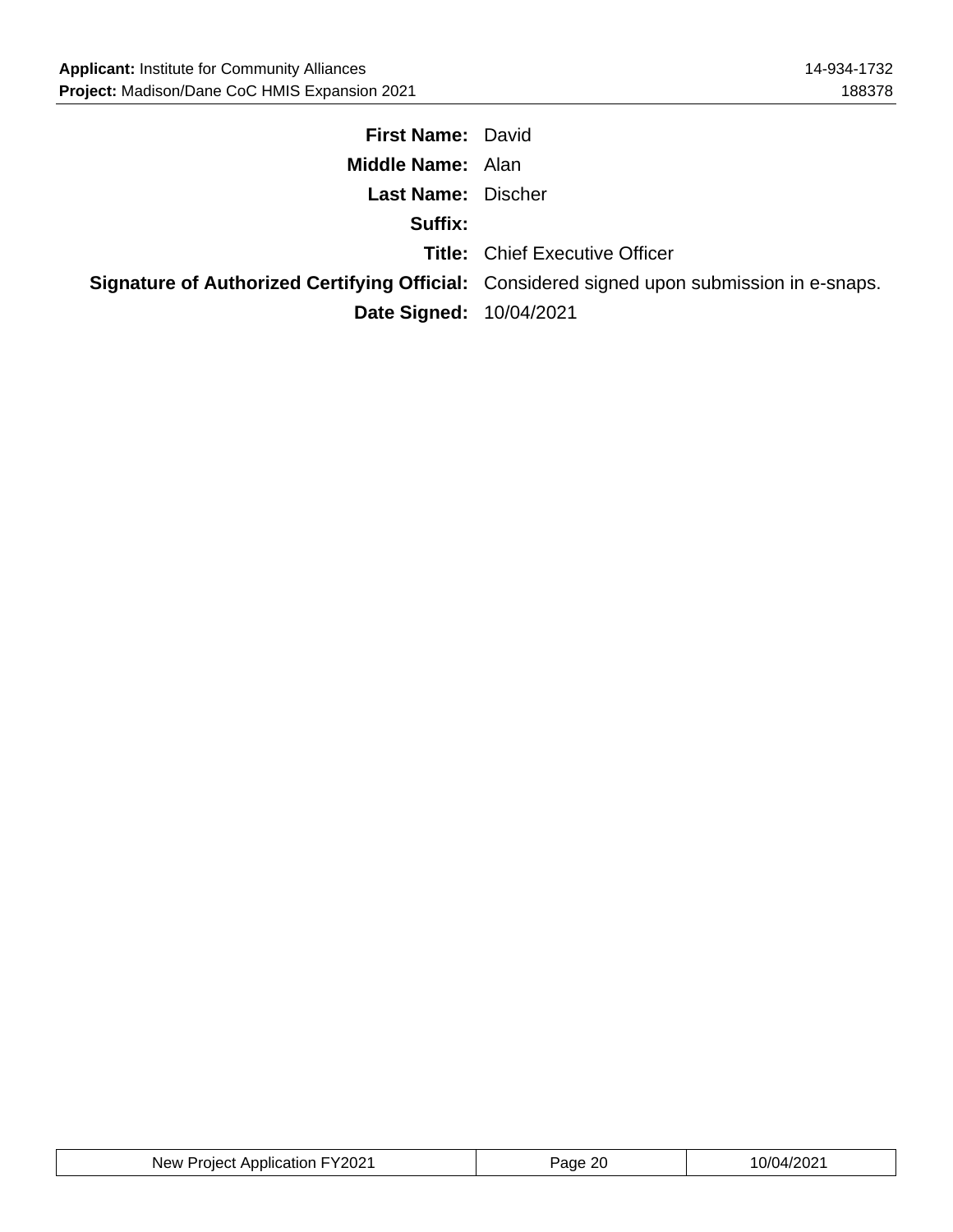**First Name:** David

**Middle Name:** Alan

**Last Name:** Discher

**Suffix:**

**Title:** Chief Executive Officer

**Signature of Authorized Certifying Official:** Considered signed upon submission in e-snaps.

**Date Signed:** 10/04/2021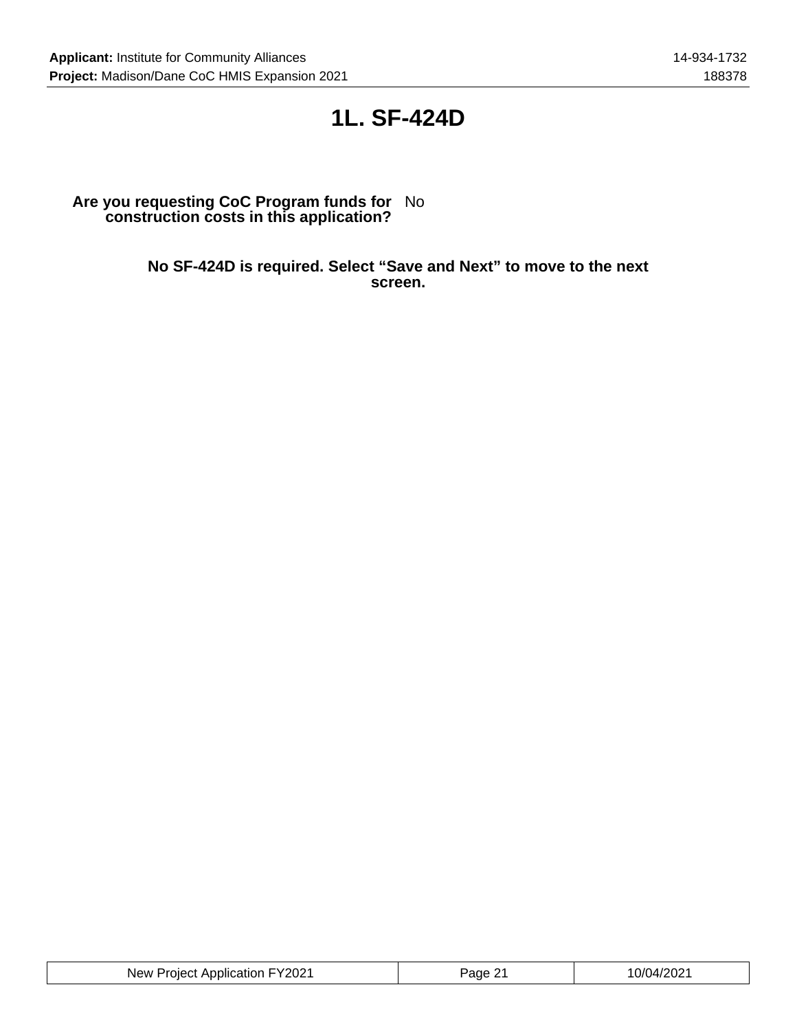# 1L. SF-424D

**Are you requesting CoC Program funds for construction costs in this application?** No

**No SF-424D is required. Select “Save and Next” to move to the next screen.**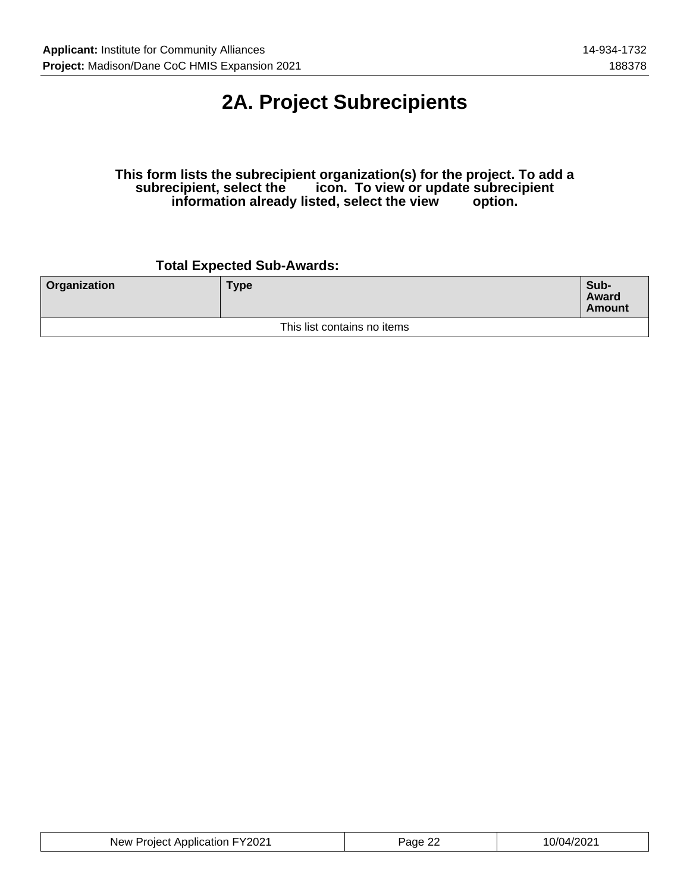# 2A. Project Subrecipients

**This form lists the subrecipient organization(s) for the project. To add a subrecipient, select the icon. To view or update subrecipient information already listed, select the view option.**

**Total Expected Sub-Awards:**

| Organization | Type | Sub-Award Amount |
|---|---|---|
| This list contains no items | | |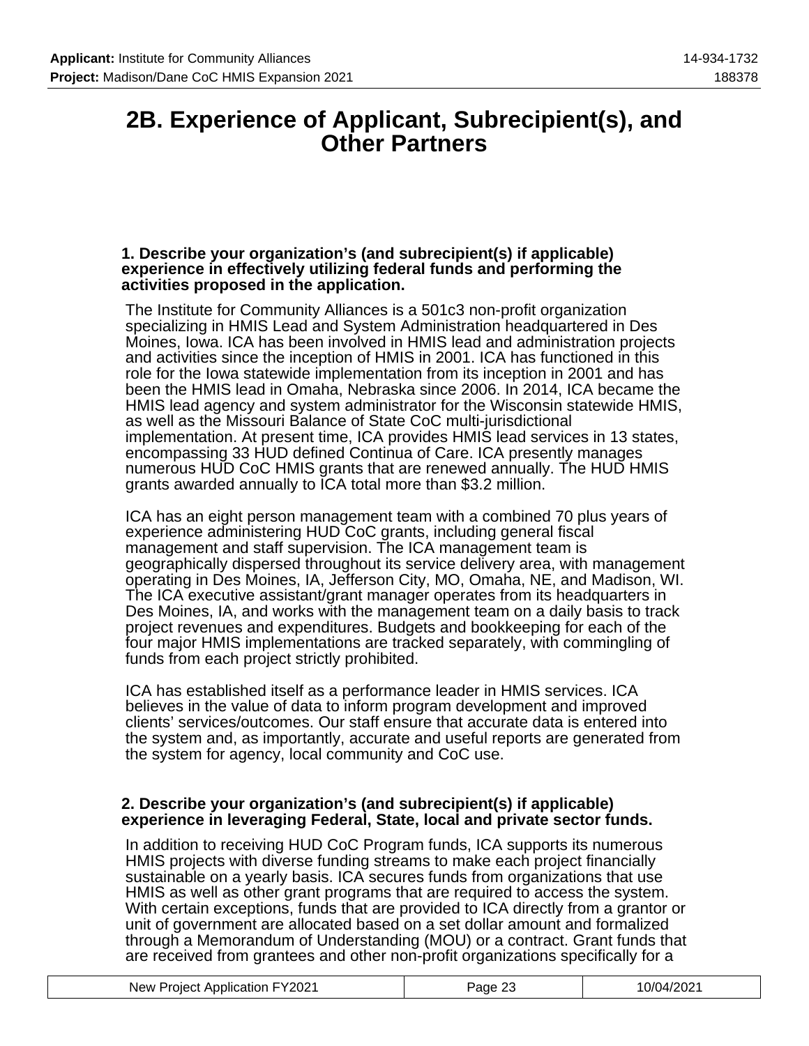# 2B. Experience of Applicant, Subrecipient(s), and Other Partners

**1. Describe your organization's (and subrecipient(s) if applicable) experience in effectively utilizing federal funds and performing the activities proposed in the application.**

The Institute for Community Alliances is a 501c3 non-profit organization specializing in HMIS Lead and System Administration headquartered in Des Moines, Iowa. ICA has been involved in HMIS lead and administration projects and activities since the inception of HMIS in 2001. ICA has functioned in this role for the Iowa statewide implementation from its inception in 2001 and has been the HMIS lead in Omaha, Nebraska since 2006. In 2014, ICA became the HMIS lead agency and system administrator for the Wisconsin statewide HMIS, as well as the Missouri Balance of State CoC multi-jurisdictional implementation. At present time, ICA provides HMIS lead services in 13 states, encompassing 33 HUD defined Continua of Care. ICA presently manages numerous HUD CoC HMIS grants that are renewed annually. The HUD HMIS grants awarded annually to ICA total more than $3.2 million.

ICA has an eight person management team with a combined 70 plus years of experience administering HUD CoC grants, including general fiscal management and staff supervision. The ICA management team is geographically dispersed throughout its service delivery area, with management operating in Des Moines, IA, Jefferson City, MO, Omaha, NE, and Madison, WI. The ICA executive assistant/grant manager operates from its headquarters in Des Moines, IA, and works with the management team on a daily basis to track project revenues and expenditures. Budgets and bookkeeping for each of the four major HMIS implementations are tracked separately, with commingling of funds from each project strictly prohibited.

ICA has established itself as a performance leader in HMIS services. ICA believes in the value of data to inform program development and improved clients' services/outcomes. Our staff ensure that accurate data is entered into the system and, as importantly, accurate and useful reports are generated from the system for agency, local community and CoC use.

**2. Describe your organization's (and subrecipient(s) if applicable) experience in leveraging Federal, State, local and private sector funds.**

In addition to receiving HUD CoC Program funds, ICA supports its numerous HMIS projects with diverse funding streams to make each project financially sustainable on a yearly basis. ICA secures funds from organizations that use HMIS as well as other grant programs that are required to access the system. With certain exceptions, funds that are provided to ICA directly from a grantor or unit of government are allocated based on a set dollar amount and formalized through a Memorandum of Understanding (MOU) or a contract. Grant funds that are received from grantees and other non-profit organizations specifically for a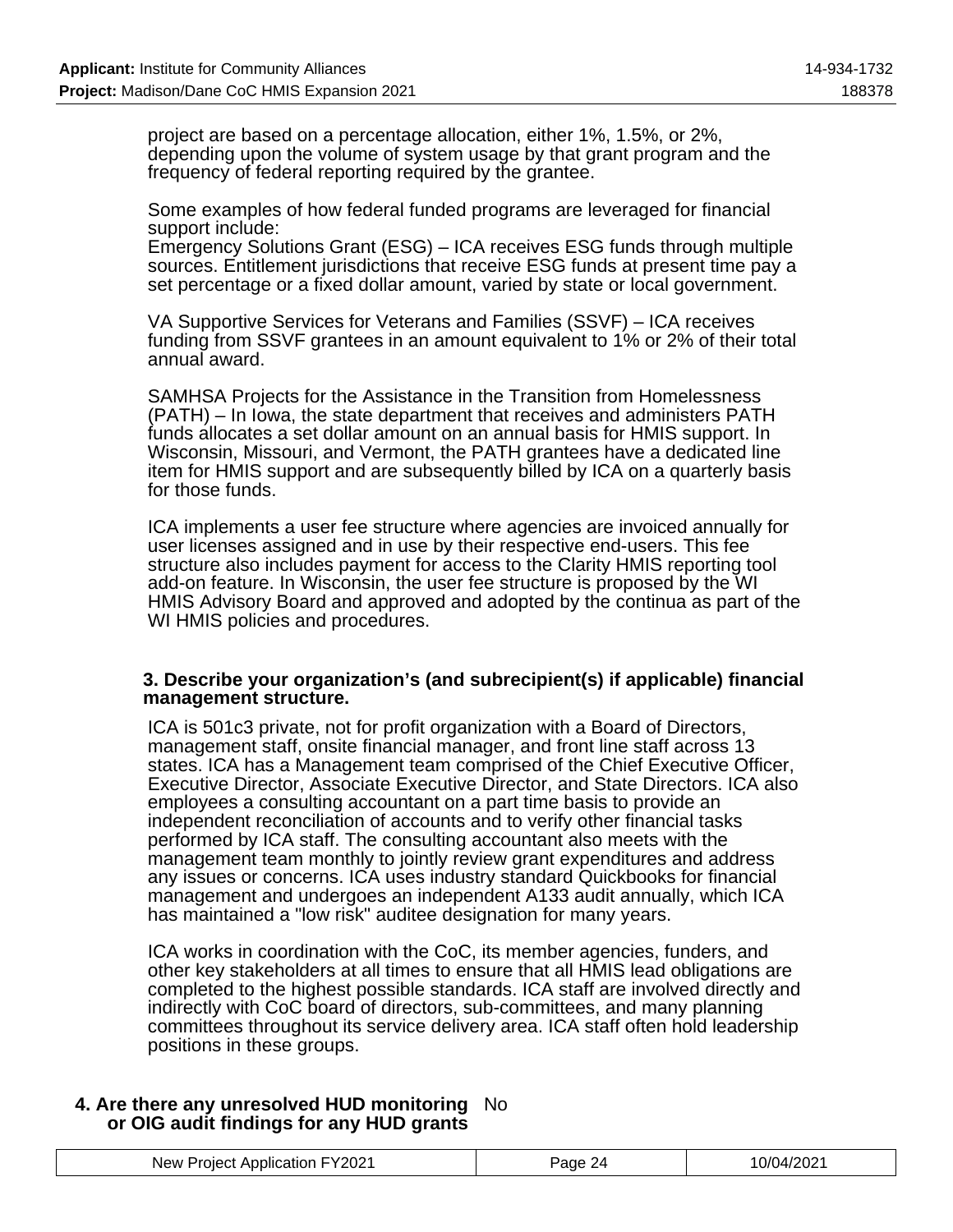project are based on a percentage allocation, either 1%, 1.5%, or 2%, depending upon the volume of system usage by that grant program and the frequency of federal reporting required by the grantee.

Some examples of how federal funded programs are leveraged for financial support include:
Emergency Solutions Grant (ESG) – ICA receives ESG funds through multiple sources. Entitlement jurisdictions that receive ESG funds at present time pay a set percentage or a fixed dollar amount, varied by state or local government.

VA Supportive Services for Veterans and Families (SSVF) – ICA receives funding from SSVF grantees in an amount equivalent to 1% or 2% of their total annual award.

SAMHSA Projects for the Assistance in the Transition from Homelessness (PATH) – In Iowa, the state department that receives and administers PATH funds allocates a set dollar amount on an annual basis for HMIS support. In Wisconsin, Missouri, and Vermont, the PATH grantees have a dedicated line item for HMIS support and are subsequently billed by ICA on a quarterly basis for those funds.

ICA implements a user fee structure where agencies are invoiced annually for user licenses assigned and in use by their respective end-users. This fee structure also includes payment for access to the Clarity HMIS reporting tool add-on feature. In Wisconsin, the user fee structure is proposed by the WI HMIS Advisory Board and approved and adopted by the continua as part of the WI HMIS policies and procedures.

**3. Describe your organization's (and subrecipient(s) if applicable) financial management structure.**

ICA is 501c3 private, not for profit organization with a Board of Directors, management staff, onsite financial manager, and front line staff across 13 states. ICA has a Management team comprised of the Chief Executive Officer, Executive Director, Associate Executive Director, and State Directors. ICA also employees a consulting accountant on a part time basis to provide an independent reconciliation of accounts and to verify other financial tasks performed by ICA staff. The consulting accountant also meets with the management team monthly to jointly review grant expenditures and address any issues or concerns. ICA uses industry standard Quickbooks for financial management and undergoes an independent A133 audit annually, which ICA has maintained a "low risk" auditee designation for many years.

ICA works in coordination with the CoC, its member agencies, funders, and other key stakeholders at all times to ensure that all HMIS lead obligations are completed to the highest possible standards. ICA staff are involved directly and indirectly with CoC board of directors, sub-committees, and many planning committees throughout its service delivery area. ICA staff often hold leadership positions in these groups.

**4. Are there any unresolved HUD monitoring or OIG audit findings for any HUD grants** No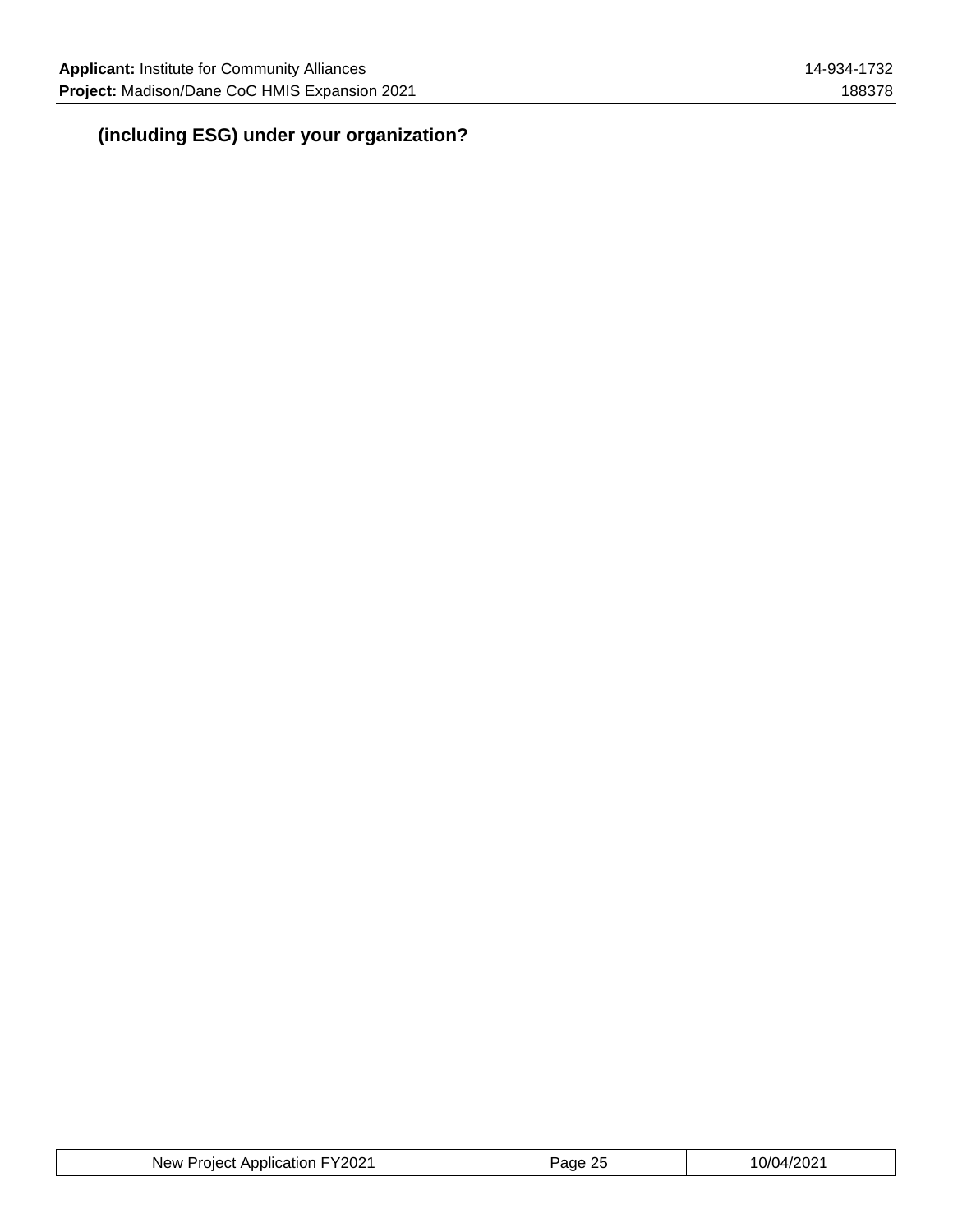**(including ESG) under your organization?**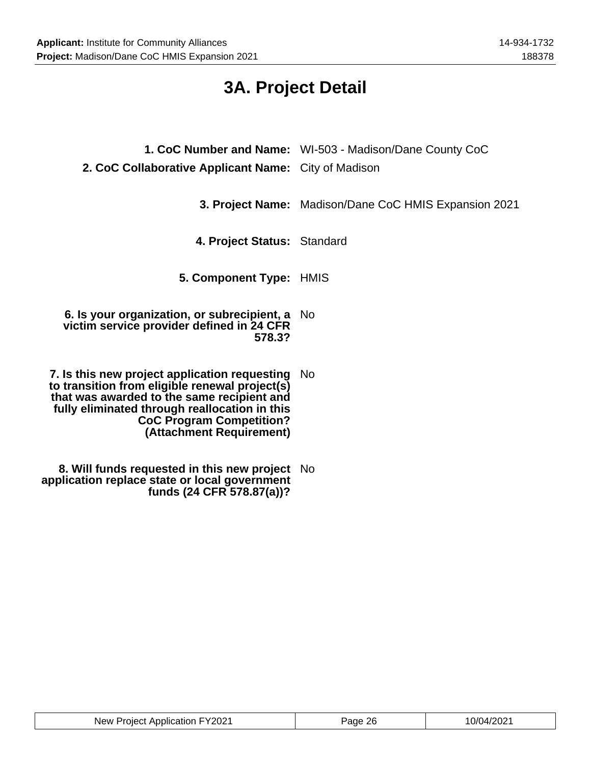# 3A. Project Detail

**1. CoC Number and Name:** WI-503 - Madison/Dane County CoC

**2. CoC Collaborative Applicant Name:** City of Madison

**3. Project Name:** Madison/Dane CoC HMIS Expansion 2021

**4. Project Status:** Standard

**5. Component Type:** HMIS

**6. Is your organization, or subrecipient, a victim service provider defined in 24 CFR 578.3?** No

**7. Is this new project application requesting to transition from eligible renewal project(s) that was awarded to the same recipient and fully eliminated through reallocation in this CoC Program Competition? (Attachment Requirement)** No

**8. Will funds requested in this new project application replace state or local government funds (24 CFR 578.87(a))?** No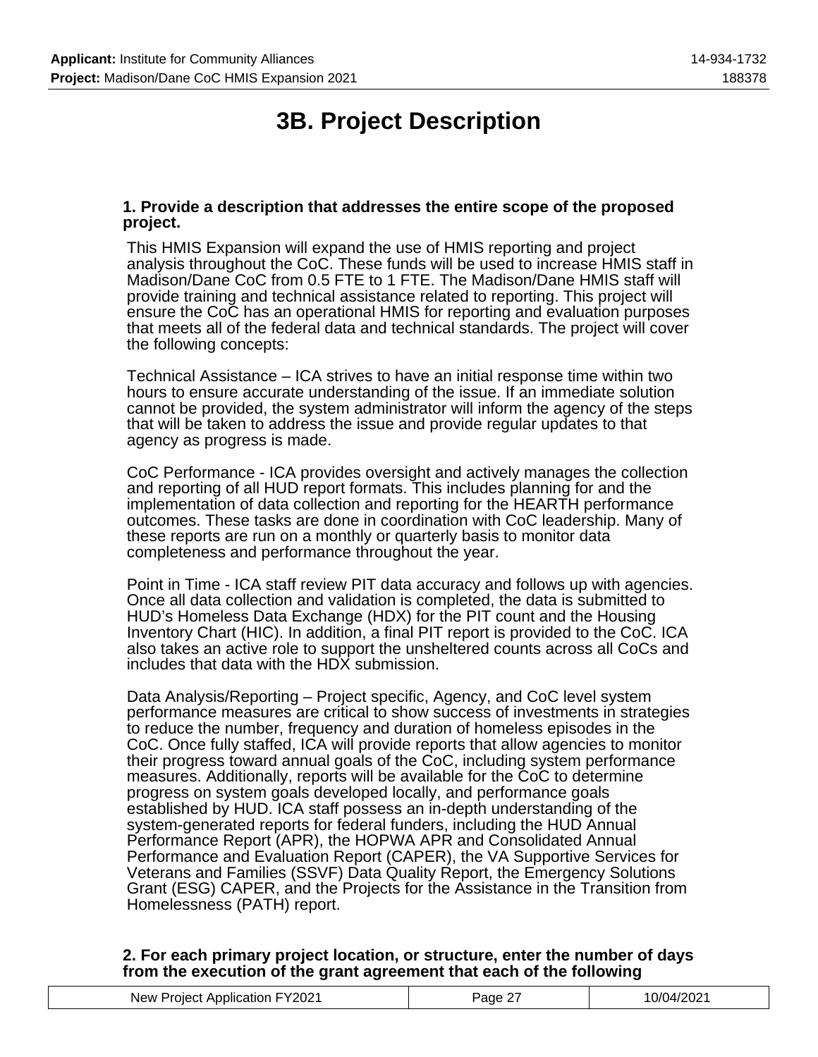# 3B. Project Description

**1. Provide a description that addresses the entire scope of the proposed project.**

This HMIS Expansion will expand the use of HMIS reporting and project analysis throughout the CoC. These funds will be used to increase HMIS staff in Madison/Dane CoC from 0.5 FTE to 1 FTE. The Madison/Dane HMIS staff will provide training and technical assistance related to reporting. This project will ensure the CoC has an operational HMIS for reporting and evaluation purposes that meets all of the federal data and technical standards. The project will cover the following concepts:

Technical Assistance – ICA strives to have an initial response time within two hours to ensure accurate understanding of the issue. If an immediate solution cannot be provided, the system administrator will inform the agency of the steps that will be taken to address the issue and provide regular updates to that agency as progress is made.

CoC Performance - ICA provides oversight and actively manages the collection and reporting of all HUD report formats. This includes planning for and the implementation of data collection and reporting for the HEARTH performance outcomes. These tasks are done in coordination with CoC leadership. Many of these reports are run on a monthly or quarterly basis to monitor data completeness and performance throughout the year.

Point in Time - ICA staff review PIT data accuracy and follows up with agencies. Once all data collection and validation is completed, the data is submitted to HUD's Homeless Data Exchange (HDX) for the PIT count and the Housing Inventory Chart (HIC). In addition, a final PIT report is provided to the CoC. ICA also takes an active role to support the unsheltered counts across all CoCs and includes that data with the HDX submission.

Data Analysis/Reporting – Project specific, Agency, and CoC level system performance measures are critical to show success of investments in strategies to reduce the number, frequency and duration of homeless episodes in the CoC. Once fully staffed, ICA will provide reports that allow agencies to monitor their progress toward annual goals of the CoC, including system performance measures. Additionally, reports will be available for the CoC to determine progress on system goals developed locally, and performance goals established by HUD. ICA staff possess an in-depth understanding of the system-generated reports for federal funders, including the HUD Annual Performance Report (APR), the HOPWA APR and Consolidated Annual Performance and Evaluation Report (CAPER), the VA Supportive Services for Veterans and Families (SSVF) Data Quality Report, the Emergency Solutions Grant (ESG) CAPER, and the Projects for the Assistance in the Transition from Homelessness (PATH) report.

**2. For each primary project location, or structure, enter the number of days from the execution of the grant agreement that each of the following**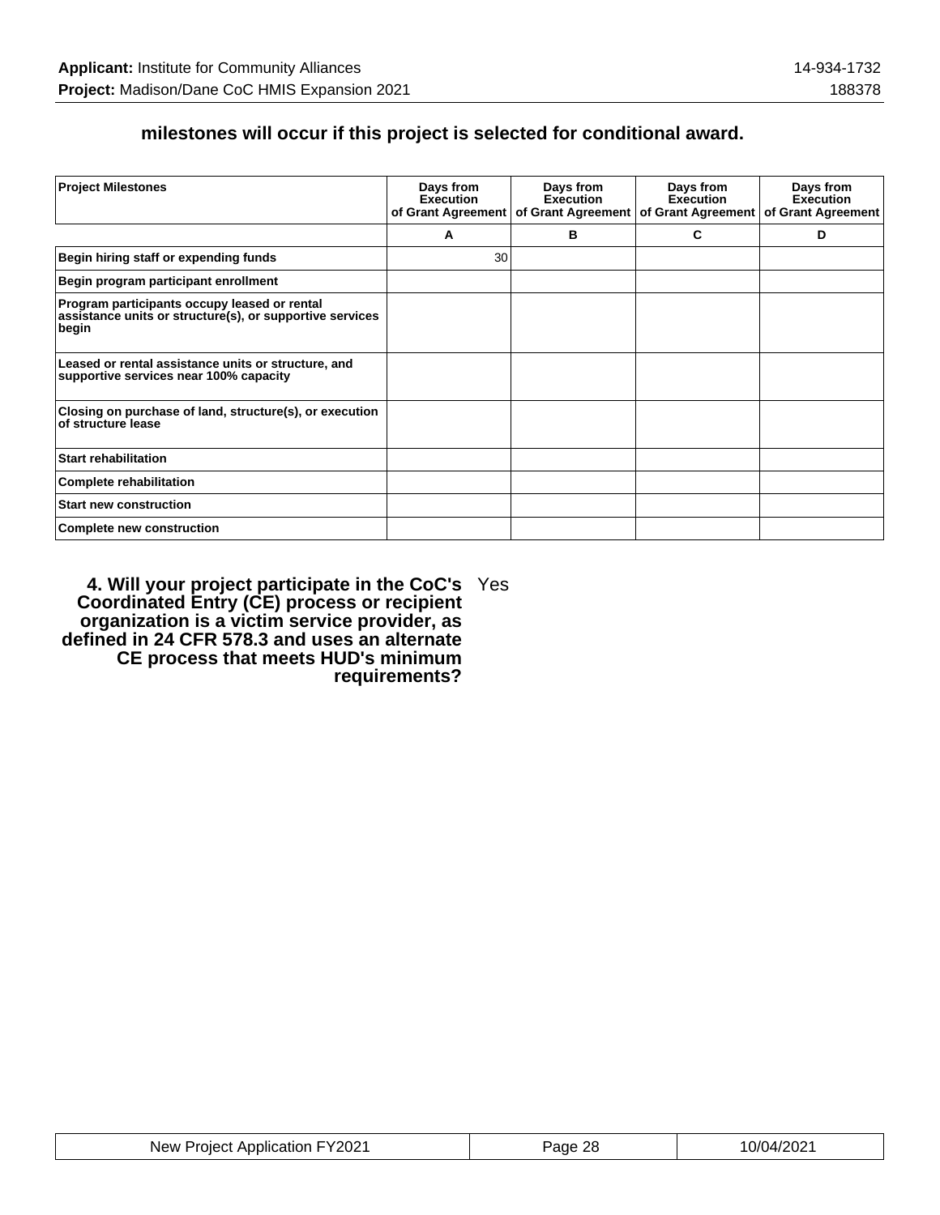### milestones will occur if this project is selected for conditional award.

| Project Milestones | Days from Execution of Grant Agreement | Days from Execution of Grant Agreement | Days from Execution of Grant Agreement | Days from Execution of Grant Agreement |
|---|---|---|---|---|
| | A | B | C | D |
| Begin hiring staff or expending funds | 30 | | | |
| Begin program participant enrollment | | | | |
| Program participants occupy leased or rental assistance units or structure(s), or supportive services begin | | | | |
| Leased or rental assistance units or structure, and supportive services near 100% capacity | | | | |
| Closing on purchase of land, structure(s), or execution of structure lease | | | | |
| Start rehabilitation | | | | |
| Complete rehabilitation | | | | |
| Start new construction | | | | |
| Complete new construction | | | | |

**4. Will your project participate in the CoC's Coordinated Entry (CE) process or recipient organization is a victim service provider, as defined in 24 CFR 578.3 and uses an alternate CE process that meets HUD's minimum requirements?** Yes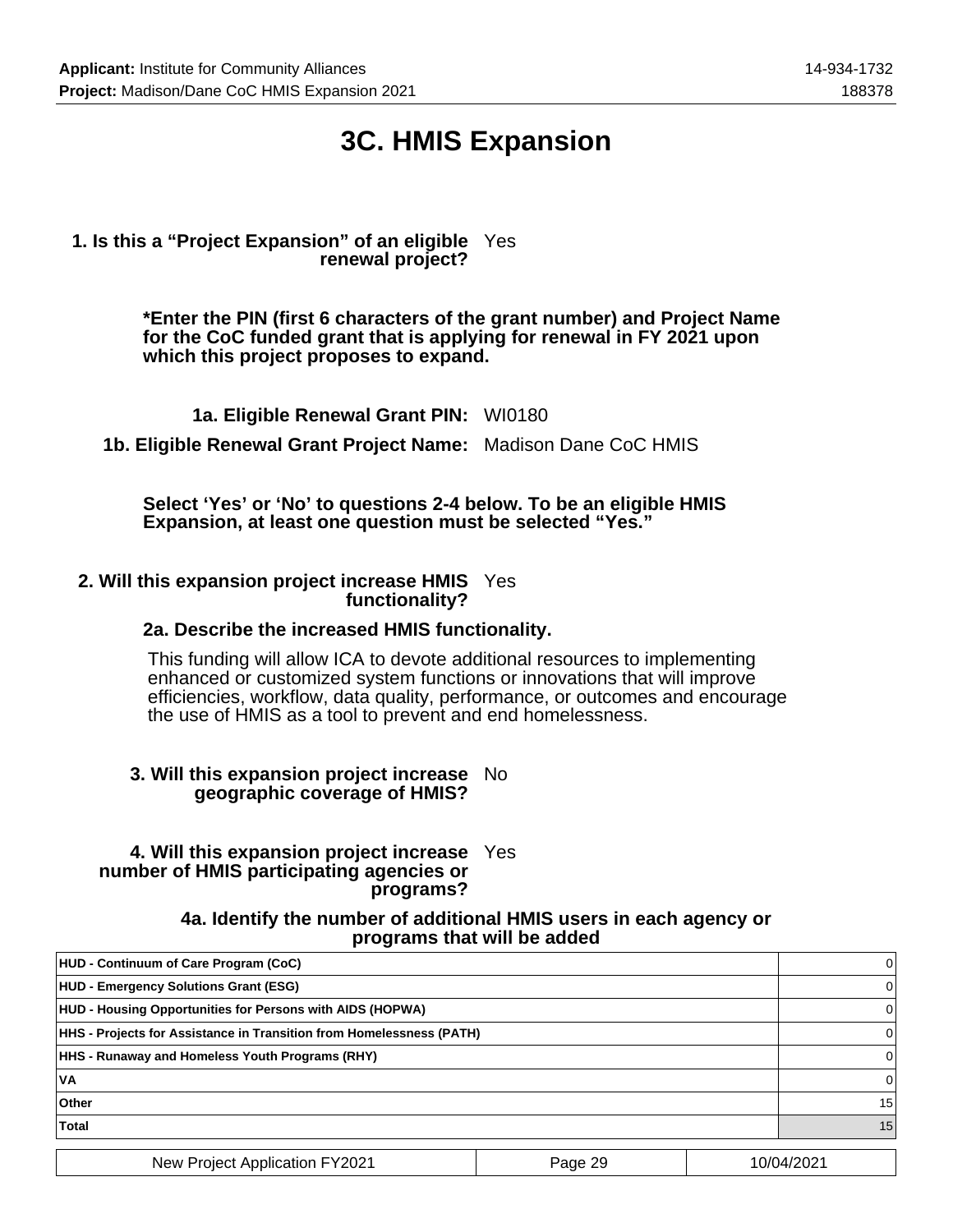# 3C. HMIS Expansion

**1. Is this a “Project Expansion” of an eligible renewal project?** Yes

**\*Enter the PIN (first 6 characters of the grant number) and Project Name for the CoC funded grant that is applying for renewal in FY 2021 upon which this project proposes to expand.**

**1a. Eligible Renewal Grant PIN:** WI0180

**1b. Eligible Renewal Grant Project Name:** Madison Dane CoC HMIS

**Select ‘Yes’ or ‘No’ to questions 2-4 below. To be an eligible HMIS Expansion, at least one question must be selected “Yes.”**

**2. Will this expansion project increase HMIS functionality?** Yes

**2a. Describe the increased HMIS functionality.**

This funding will allow ICA to devote additional resources to implementing enhanced or customized system functions or innovations that will improve efficiencies, workflow, data quality, performance, or outcomes and encourage the use of HMIS as a tool to prevent and end homelessness.

**3. Will this expansion project increase geographic coverage of HMIS?** No

**4. Will this expansion project increase number of HMIS participating agencies or programs?** Yes

**4a. Identify the number of additional HMIS users in each agency or programs that will be added**

| | |
|---|---|
| **HUD - Continuum of Care Program (CoC)** | 0 |
| **HUD - Emergency Solutions Grant (ESG)** | 0 |
| **HUD - Housing Opportunities for Persons with AIDS (HOPWA)** | 0 |
| **HHS - Projects for Assistance in Transition from Homelessness (PATH)** | 0 |
| **HHS - Runaway and Homeless Youth Programs (RHY)** | 0 |
| **VA** | 0 |
| **Other** | 15 |
| **Total** | 15 |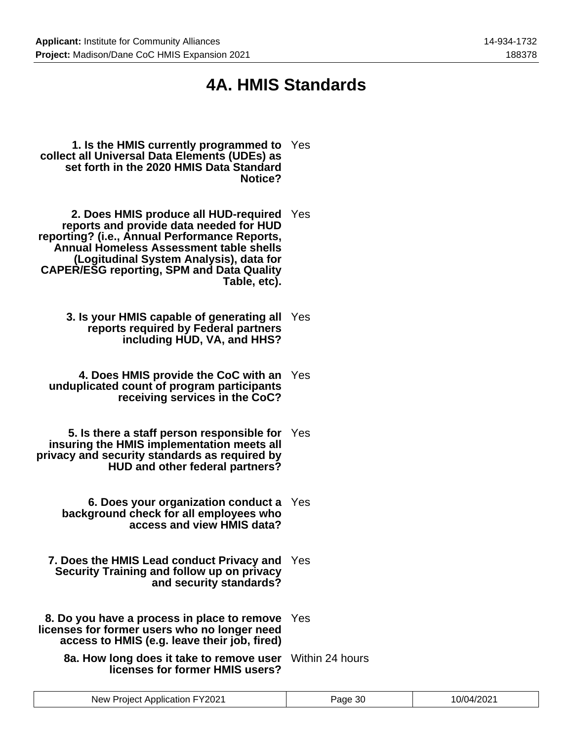# 4A. HMIS Standards

**1. Is the HMIS currently programmed to collect all Universal Data Elements (UDEs) as set forth in the 2020 HMIS Data Standard Notice?** Yes

**2. Does HMIS produce all HUD-required reports and provide data needed for HUD reporting? (i.e., Annual Performance Reports, Annual Homeless Assessment table shells (Logitudinal System Analysis), data for CAPER/ESG reporting, SPM and Data Quality Table, etc).** Yes

**3. Is your HMIS capable of generating all reports required by Federal partners including HUD, VA, and HHS?** Yes

**4. Does HMIS provide the CoC with an unduplicated count of program participants receiving services in the CoC?** Yes

**5. Is there a staff person responsible for insuring the HMIS implementation meets all privacy and security standards as required by HUD and other federal partners?** Yes

**6. Does your organization conduct a background check for all employees who access and view HMIS data?** Yes

**7. Does the HMIS Lead conduct Privacy and Security Training and follow up on privacy and security standards?** Yes

**8. Do you have a process in place to remove licenses for former users who no longer need access to HMIS (e.g. leave their job, fired)** Yes

**8a. How long does it take to remove user licenses for former HMIS users?** Within 24 hours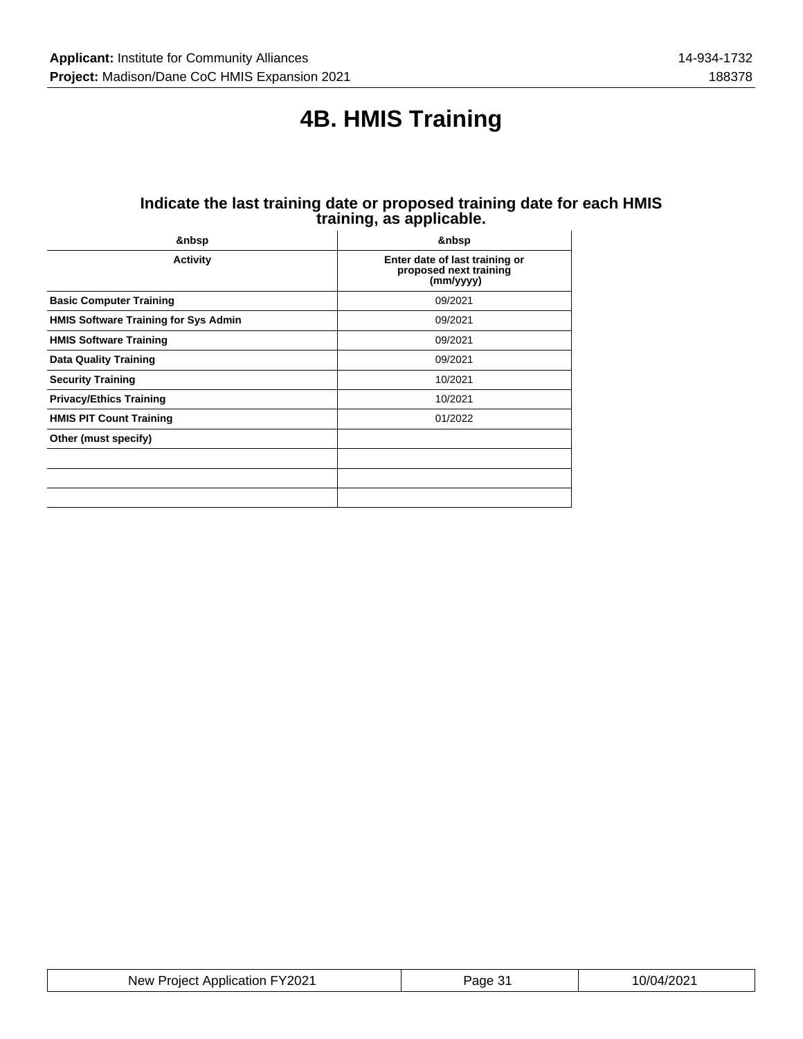# 4B. HMIS Training

### Indicate the last training date or proposed training date for each HMIS training, as applicable.

| &nbsp | &nbsp |
|---|---|
| **Activity** | **Enter date of last training or proposed next training (mm/yyyy)** |
| **Basic Computer Training** | 09/2021 |
| **HMIS Software Training for Sys Admin** | 09/2021 |
| **HMIS Software Training** | 09/2021 |
| **Data Quality Training** | 09/2021 |
| **Security Training** | 10/2021 |
| **Privacy/Ethics Training** | 10/2021 |
| **HMIS PIT Count Training** | 01/2022 |
| **Other (must specify)** | |
| | |
| | |
| | |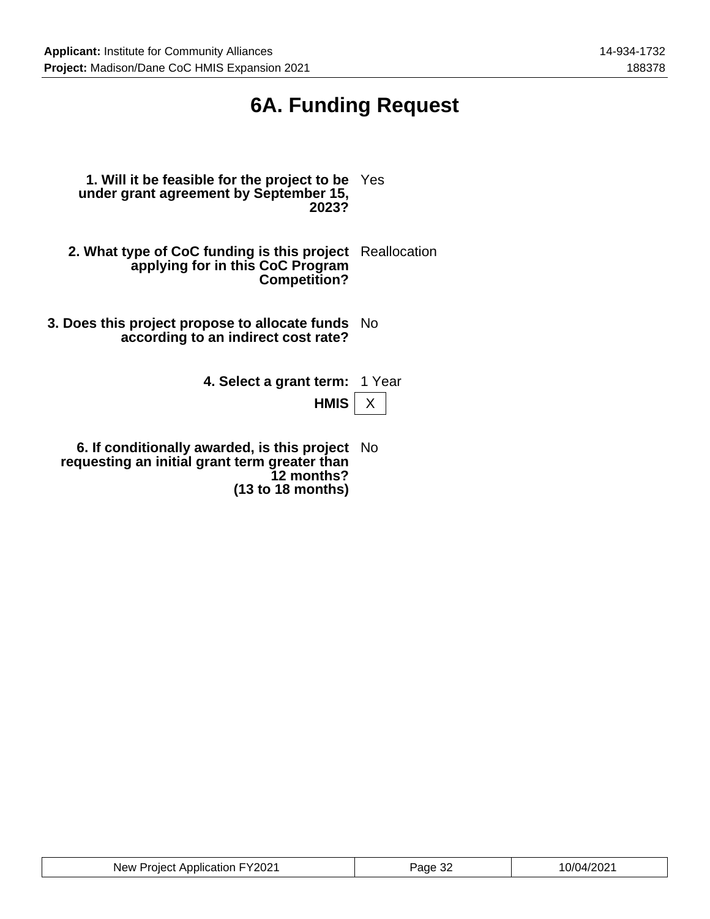# 6A. Funding Request

**1. Will it be feasible for the project to be under grant agreement by September 15, 2023?** Yes

**2. What type of CoC funding is this project applying for in this CoC Program Competition?** Reallocation

**3. Does this project propose to allocate funds according to an indirect cost rate?** No

**4. Select a grant term:** 1 Year

**HMIS** X

**6. If conditionally awarded, is this project requesting an initial grant term greater than 12 months? (13 to 18 months)** No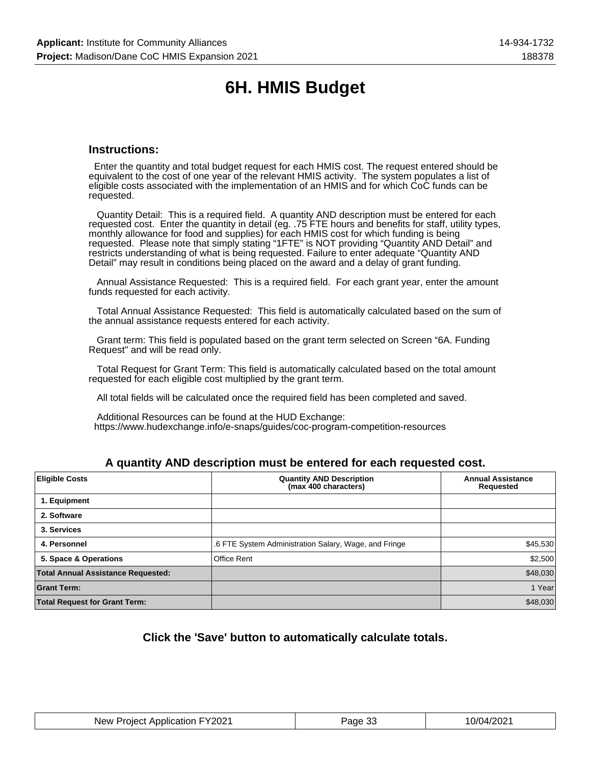# 6H. HMIS Budget

### Instructions:

Enter the quantity and total budget request for each HMIS cost. The request entered should be equivalent to the cost of one year of the relevant HMIS activity. The system populates a list of eligible costs associated with the implementation of an HMIS and for which CoC funds can be requested.

Quantity Detail: This is a required field. A quantity AND description must be entered for each requested cost. Enter the quantity in detail (eg. .75 FTE hours and benefits for staff, utility types, monthly allowance for food and supplies) for each HMIS cost for which funding is being requested. Please note that simply stating "1FTE" is NOT providing "Quantity AND Detail" and restricts understanding of what is being requested. Failure to enter adequate "Quantity AND Detail" may result in conditions being placed on the award and a delay of grant funding.

Annual Assistance Requested: This is a required field. For each grant year, enter the amount funds requested for each activity.

Total Annual Assistance Requested: This field is automatically calculated based on the sum of the annual assistance requests entered for each activity.

Grant term: This field is populated based on the grant term selected on Screen "6A. Funding Request" and will be read only.

Total Request for Grant Term: This field is automatically calculated based on the total amount requested for each eligible cost multiplied by the grant term.

All total fields will be calculated once the required field has been completed and saved.

Additional Resources can be found at the HUD Exchange:
https://www.hudexchange.info/e-snaps/guides/coc-program-competition-resources

### A quantity AND description must be entered for each requested cost.

| Eligible Costs | Quantity AND Description (max 400 characters) | Annual Assistance Requested |
|---|---|---|
| 1. Equipment | | |
| 2. Software | | |
| 3. Services | | |
| 4. Personnel | .6 FTE System Administration Salary, Wage, and Fringe | $45,530 |
| 5. Space & Operations | Office Rent | $2,500 |
| **Total Annual Assistance Requested:** | | $48,030 |
| **Grant Term:** | | 1 Year |
| **Total Request for Grant Term:** | | $48,030 |

### Click the 'Save' button to automatically calculate totals.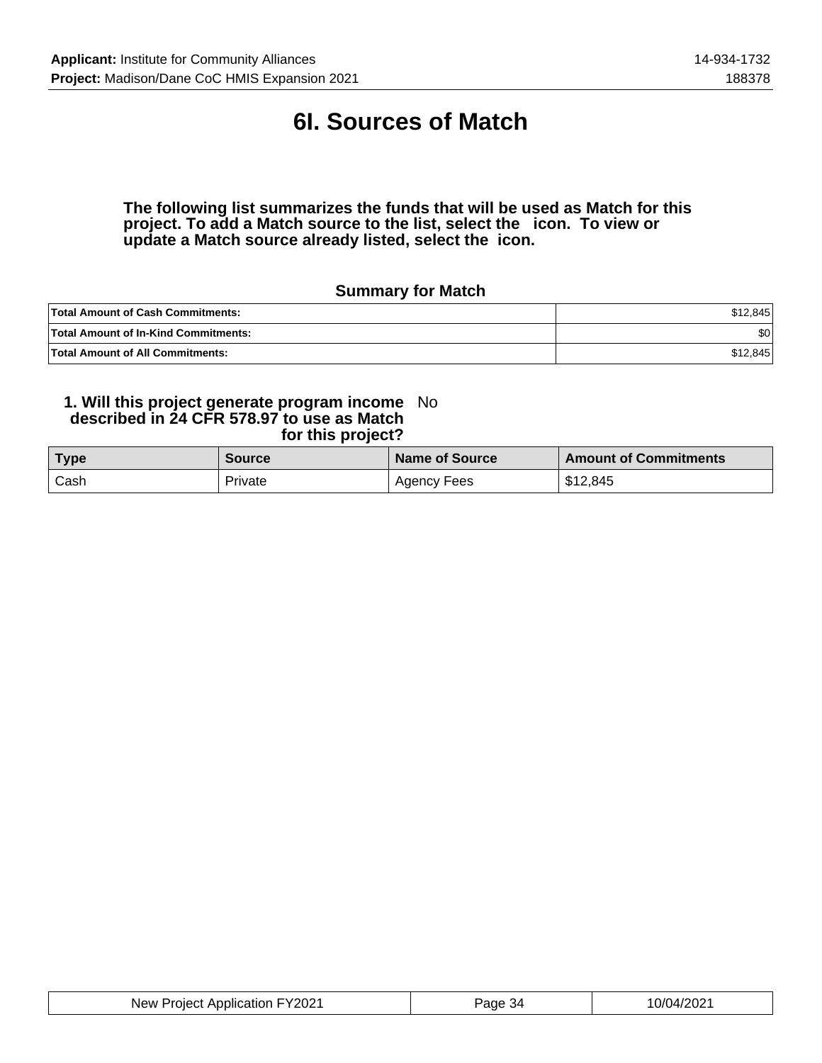# 6I. Sources of Match

**The following list summarizes the funds that will be used as Match for this project. To add a Match source to the list, select the icon. To view or update a Match source already listed, select the icon.**

### Summary for Match

| | |
|---|---|
| **Total Amount of Cash Commitments:** | $12,845 |
| **Total Amount of In-Kind Commitments:** | $0 |
| **Total Amount of All Commitments:** | $12,845 |

**1. Will this project generate program income described in 24 CFR 578.97 to use as Match for this project?** No

| Type | Source | Name of Source | Amount of Commitments |
|---|---|---|---|
| Cash | Private | Agency Fees | $12,845 |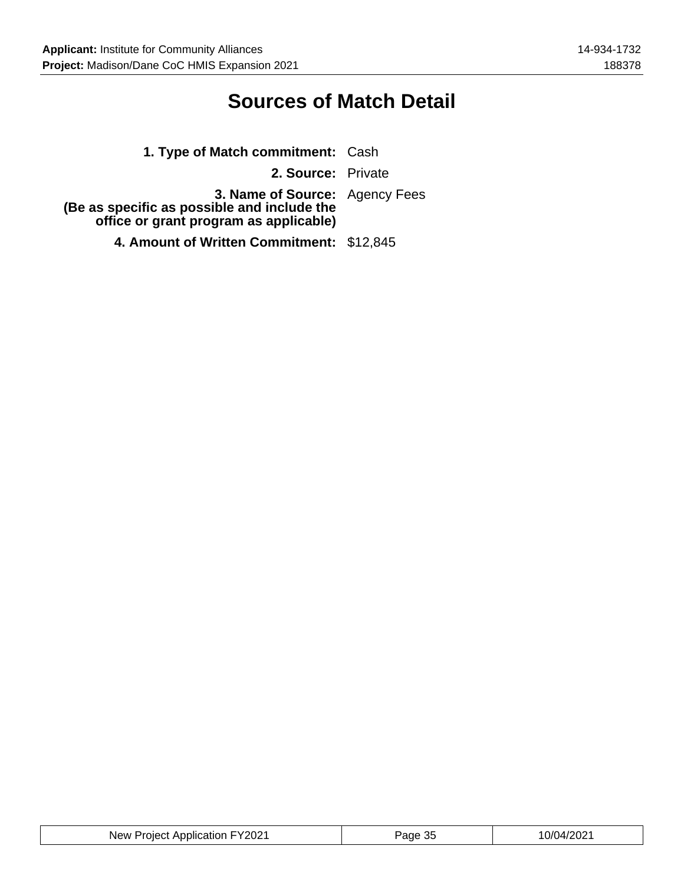# Sources of Match Detail

**1. Type of Match commitment:** Cash

**2. Source:** Private

**3. Name of Source:**
**(Be as specific as possible and include the office or grant program as applicable)** Agency Fees

**4. Amount of Written Commitment:** $12,845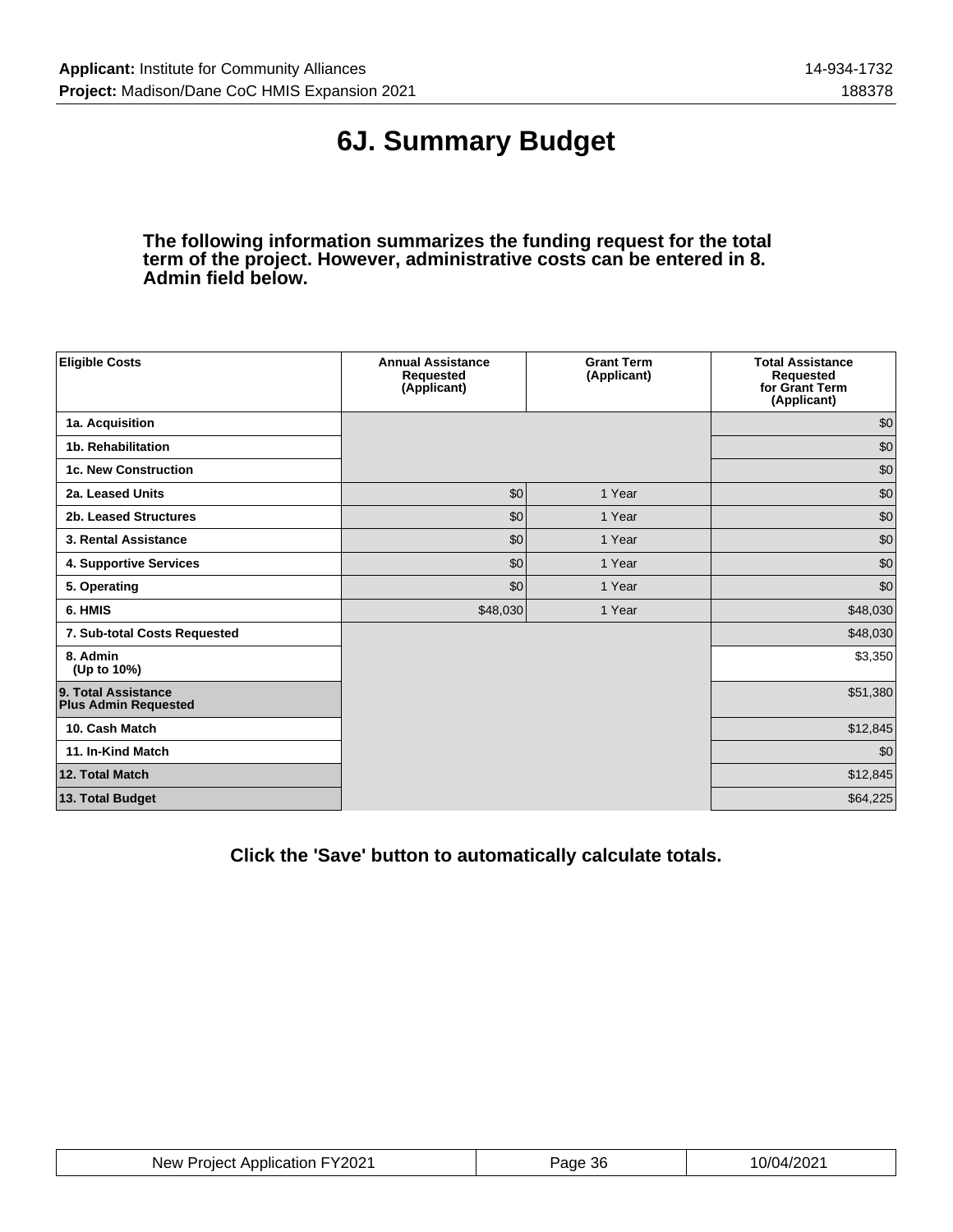# 6J. Summary Budget

**The following information summarizes the funding request for the total term of the project. However, administrative costs can be entered in 8. Admin field below.**

| Eligible Costs | Annual Assistance Requested (Applicant) | Grant Term (Applicant) | Total Assistance Requested for Grant Term (Applicant) |
|---|---|---|---|
| 1a. Acquisition | | | $0 |
| 1b. Rehabilitation | | | $0 |
| 1c. New Construction | | | $0 |
| 2a. Leased Units | $0 | 1 Year | $0 |
| 2b. Leased Structures | $0 | 1 Year | $0 |
| 3. Rental Assistance | $0 | 1 Year | $0 |
| 4. Supportive Services | $0 | 1 Year | $0 |
| 5. Operating | $0 | 1 Year | $0 |
| 6. HMIS | $48,030 | 1 Year | $48,030 |
| 7. Sub-total Costs Requested | | | $48,030 |
| 8. Admin (Up to 10%) | | | $3,350 |
| 9. Total Assistance Plus Admin Requested | | | $51,380 |
| 10. Cash Match | | | $12,845 |
| 11. In-Kind Match | | | $0 |
| 12. Total Match | | | $12,845 |
| 13. Total Budget | | | $64,225 |

**Click the 'Save' button to automatically calculate totals.**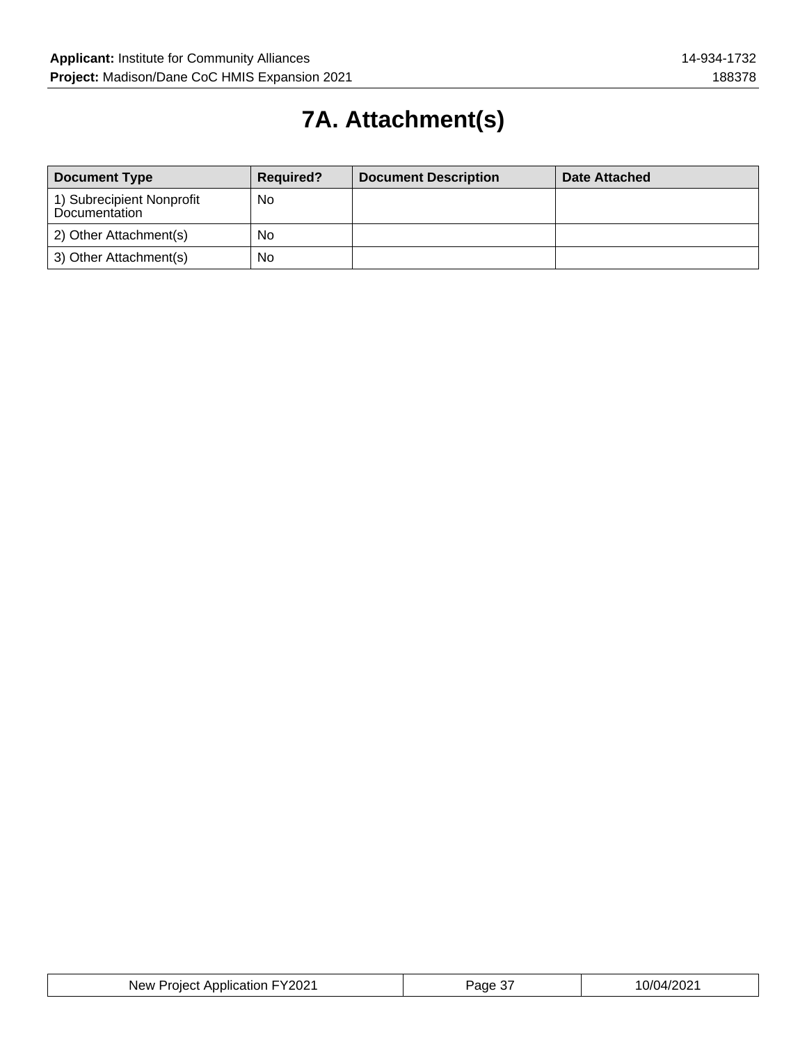# 7A. Attachment(s)

| Document Type | Required? | Document Description | Date Attached |
|---|---|---|---|
| 1) Subrecipient Nonprofit Documentation | No | | |
| 2) Other Attachment(s) | No | | |
| 3) Other Attachment(s) | No | | |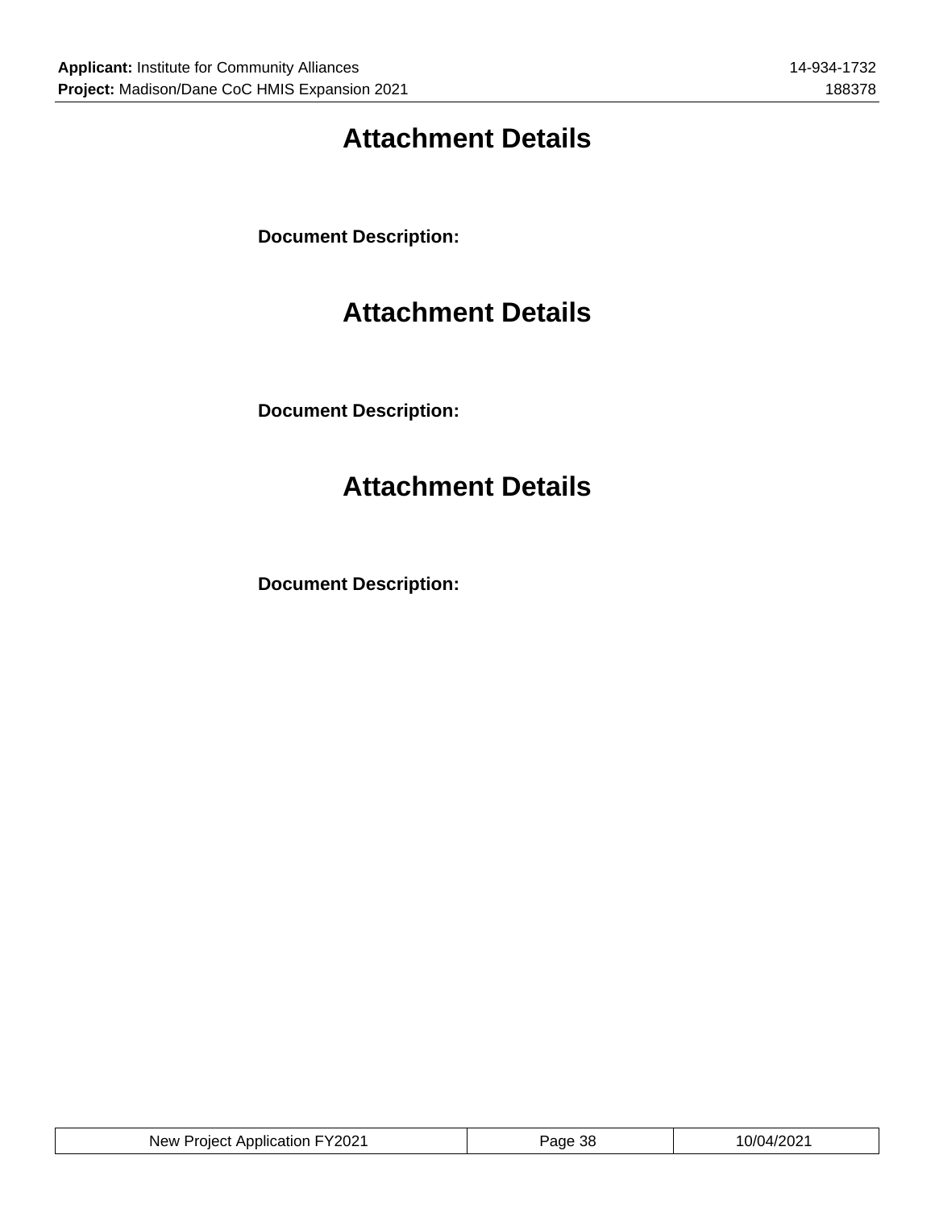# Attachment Details

**Document Description:**

# Attachment Details

**Document Description:**

# Attachment Details

**Document Description:**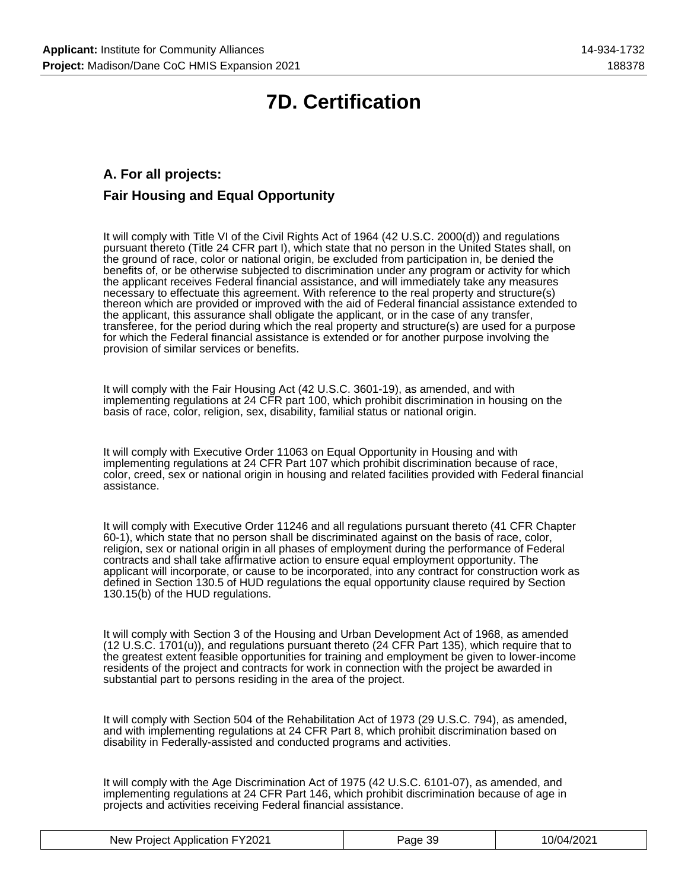# 7D. Certification

### A. For all projects:

### Fair Housing and Equal Opportunity

It will comply with Title VI of the Civil Rights Act of 1964 (42 U.S.C. 2000(d)) and regulations pursuant thereto (Title 24 CFR part I), which state that no person in the United States shall, on the ground of race, color or national origin, be excluded from participation in, be denied the benefits of, or be otherwise subjected to discrimination under any program or activity for which the applicant receives Federal financial assistance, and will immediately take any measures necessary to effectuate this agreement. With reference to the real property and structure(s) thereon which are provided or improved with the aid of Federal financial assistance extended to the applicant, this assurance shall obligate the applicant, or in the case of any transfer, transferee, for the period during which the real property and structure(s) are used for a purpose for which the Federal financial assistance is extended or for another purpose involving the provision of similar services or benefits.

It will comply with the Fair Housing Act (42 U.S.C. 3601-19), as amended, and with implementing regulations at 24 CFR part 100, which prohibit discrimination in housing on the basis of race, color, religion, sex, disability, familial status or national origin.

It will comply with Executive Order 11063 on Equal Opportunity in Housing and with implementing regulations at 24 CFR Part 107 which prohibit discrimination because of race, color, creed, sex or national origin in housing and related facilities provided with Federal financial assistance.

It will comply with Executive Order 11246 and all regulations pursuant thereto (41 CFR Chapter 60-1), which state that no person shall be discriminated against on the basis of race, color, religion, sex or national origin in all phases of employment during the performance of Federal contracts and shall take affirmative action to ensure equal employment opportunity. The applicant will incorporate, or cause to be incorporated, into any contract for construction work as defined in Section 130.5 of HUD regulations the equal opportunity clause required by Section 130.15(b) of the HUD regulations.

It will comply with Section 3 of the Housing and Urban Development Act of 1968, as amended (12 U.S.C. 1701(u)), and regulations pursuant thereto (24 CFR Part 135), which require that to the greatest extent feasible opportunities for training and employment be given to lower-income residents of the project and contracts for work in connection with the project be awarded in substantial part to persons residing in the area of the project.

It will comply with Section 504 of the Rehabilitation Act of 1973 (29 U.S.C. 794), as amended, and with implementing regulations at 24 CFR Part 8, which prohibit discrimination based on disability in Federally-assisted and conducted programs and activities.

It will comply with the Age Discrimination Act of 1975 (42 U.S.C. 6101-07), as amended, and implementing regulations at 24 CFR Part 146, which prohibit discrimination because of age in projects and activities receiving Federal financial assistance.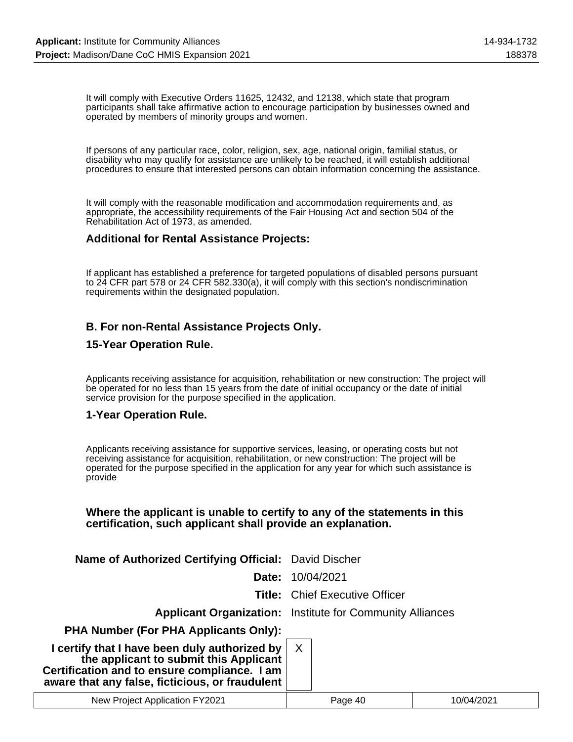It will comply with Executive Orders 11625, 12432, and 12138, which state that program participants shall take affirmative action to encourage participation by businesses owned and operated by members of minority groups and women.

If persons of any particular race, color, religion, sex, age, national origin, familial status, or disability who may qualify for assistance are unlikely to be reached, it will establish additional procedures to ensure that interested persons can obtain information concerning the assistance.

It will comply with the reasonable modification and accommodation requirements and, as appropriate, the accessibility requirements of the Fair Housing Act and section 504 of the Rehabilitation Act of 1973, as amended.

### Additional for Rental Assistance Projects:

If applicant has established a preference for targeted populations of disabled persons pursuant to 24 CFR part 578 or 24 CFR 582.330(a), it will comply with this section's nondiscrimination requirements within the designated population.

### B. For non-Rental Assistance Projects Only.

### 15-Year Operation Rule.

Applicants receiving assistance for acquisition, rehabilitation or new construction: The project will be operated for no less than 15 years from the date of initial occupancy or the date of initial service provision for the purpose specified in the application.

### 1-Year Operation Rule.

Applicants receiving assistance for supportive services, leasing, or operating costs but not receiving assistance for acquisition, rehabilitation, or new construction: The project will be operated for the purpose specified in the application for any year for which such assistance is provide

**Where the applicant is unable to certify to any of the statements in this certification, such applicant shall provide an explanation.**

| | |
|---|---|
| **Name of Authorized Certifying Official:** | David Discher |
| **Date:** | 10/04/2021 |
| **Title:** | Chief Executive Officer |
| **Applicant Organization:** | Institute for Community Alliances |
| **PHA Number (For PHA Applicants Only):** | |
| **I certify that I have been duly authorized by the applicant to submit this Applicant Certification and to ensure compliance. I am aware that any false, ficticious, or fraudulent** | X |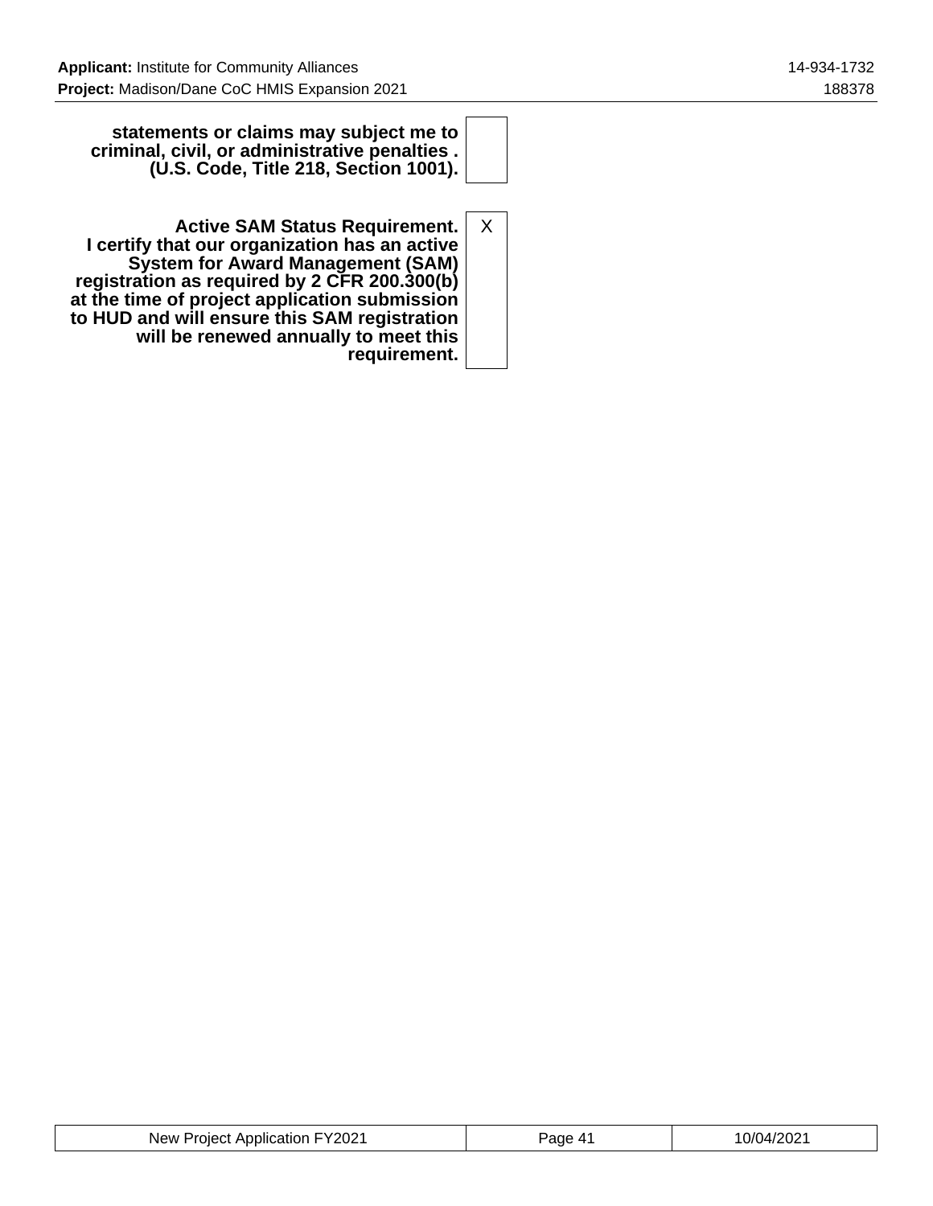| | |
|---|---|
| **statements or claims may subject me to criminal, civil, or administrative penalties . (U.S. Code, Title 218, Section 1001).** | |
| **Active SAM Status Requirement. I certify that our organization has an active System for Award Management (SAM) registration as required by 2 CFR 200.300(b) at the time of project application submission to HUD and will ensure this SAM registration will be renewed annually to meet this requirement.** | X |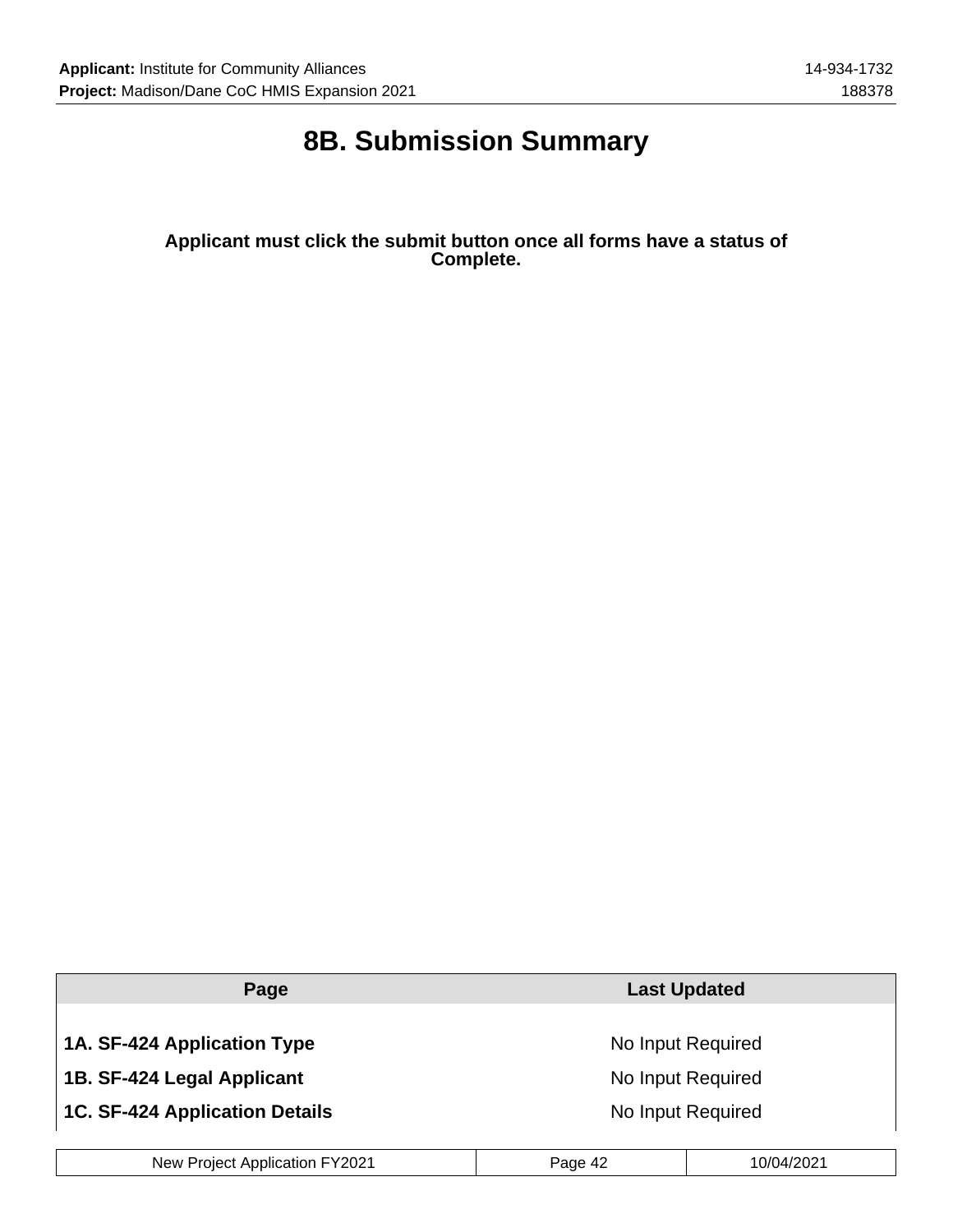# 8B. Submission Summary

**Applicant must click the submit button once all forms have a status of Complete.**

| Page | Last Updated |
| --- | --- |
| **1A. SF-424 Application Type** | No Input Required |
| **1B. SF-424 Legal Applicant** | No Input Required |
| **1C. SF-424 Application Details** | No Input Required |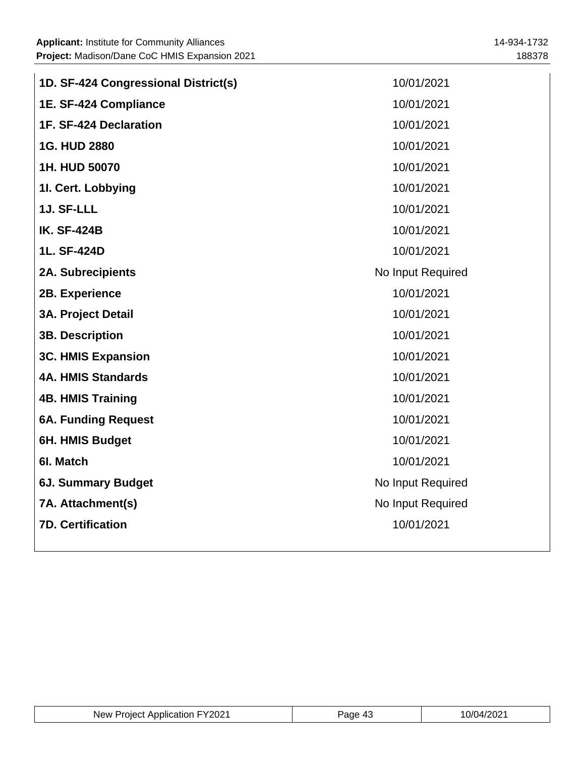| | |
|---|---|
| **1D. SF-424 Congressional District(s)** | 10/01/2021 |
| **1E. SF-424 Compliance** | 10/01/2021 |
| **1F. SF-424 Declaration** | 10/01/2021 |
| **1G. HUD 2880** | 10/01/2021 |
| **1H. HUD 50070** | 10/01/2021 |
| **1I. Cert. Lobbying** | 10/01/2021 |
| **1J. SF-LLL** | 10/01/2021 |
| **IK. SF-424B** | 10/01/2021 |
| **1L. SF-424D** | 10/01/2021 |
| **2A. Subrecipients** | No Input Required |
| **2B. Experience** | 10/01/2021 |
| **3A. Project Detail** | 10/01/2021 |
| **3B. Description** | 10/01/2021 |
| **3C. HMIS Expansion** | 10/01/2021 |
| **4A. HMIS Standards** | 10/01/2021 |
| **4B. HMIS Training** | 10/01/2021 |
| **6A. Funding Request** | 10/01/2021 |
| **6H. HMIS Budget** | 10/01/2021 |
| **6I. Match** | 10/01/2021 |
| **6J. Summary Budget** | No Input Required |
| **7A. Attachment(s)** | No Input Required |
| **7D. Certification** | 10/01/2021 |